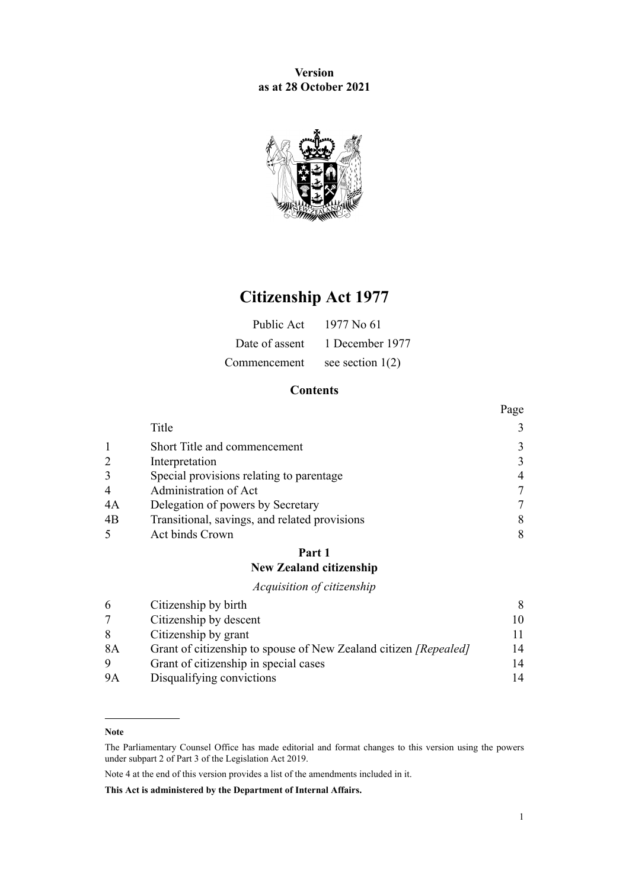**Version**
**as at 28 October 2021**

# Citizenship Act 1977

| | |
|---|---|
| Public Act | 1977 No 61 |
| Date of assent | 1 December 1977 |
| Commencement | see section 1(2) |

## Contents

| | | Page |
|---|---|---|
| | Title | 3 |
| 1 | Short Title and commencement | 3 |
| 2 | Interpretation | 3 |
| 3 | Special provisions relating to parentage | 4 |
| 4 | Administration of Act | 7 |
| 4A | Delegation of powers by Secretary | 7 |
| 4B | Transitional, savings, and related provisions | 8 |
| 5 | Act binds Crown | 8 |
| | **Part 1** | |
| | **New Zealand citizenship** | |
| | *Acquisition of citizenship* | |
| 6 | Citizenship by birth | 8 |
| 7 | Citizenship by descent | 10 |
| 8 | Citizenship by grant | 11 |
| 8A | Grant of citizenship to spouse of New Zealand citizen *[Repealed]* | 14 |
| 9 | Grant of citizenship in special cases | 14 |
| 9A | Disqualifying convictions | 14 |

**Note**

The Parliamentary Counsel Office has made editorial and format changes to this version using the powers under subpart 2 of Part 3 of the Legislation Act 2019.

Note 4 at the end of this version provides a list of the amendments included in it.

**This Act is administered by the Department of Internal Affairs.**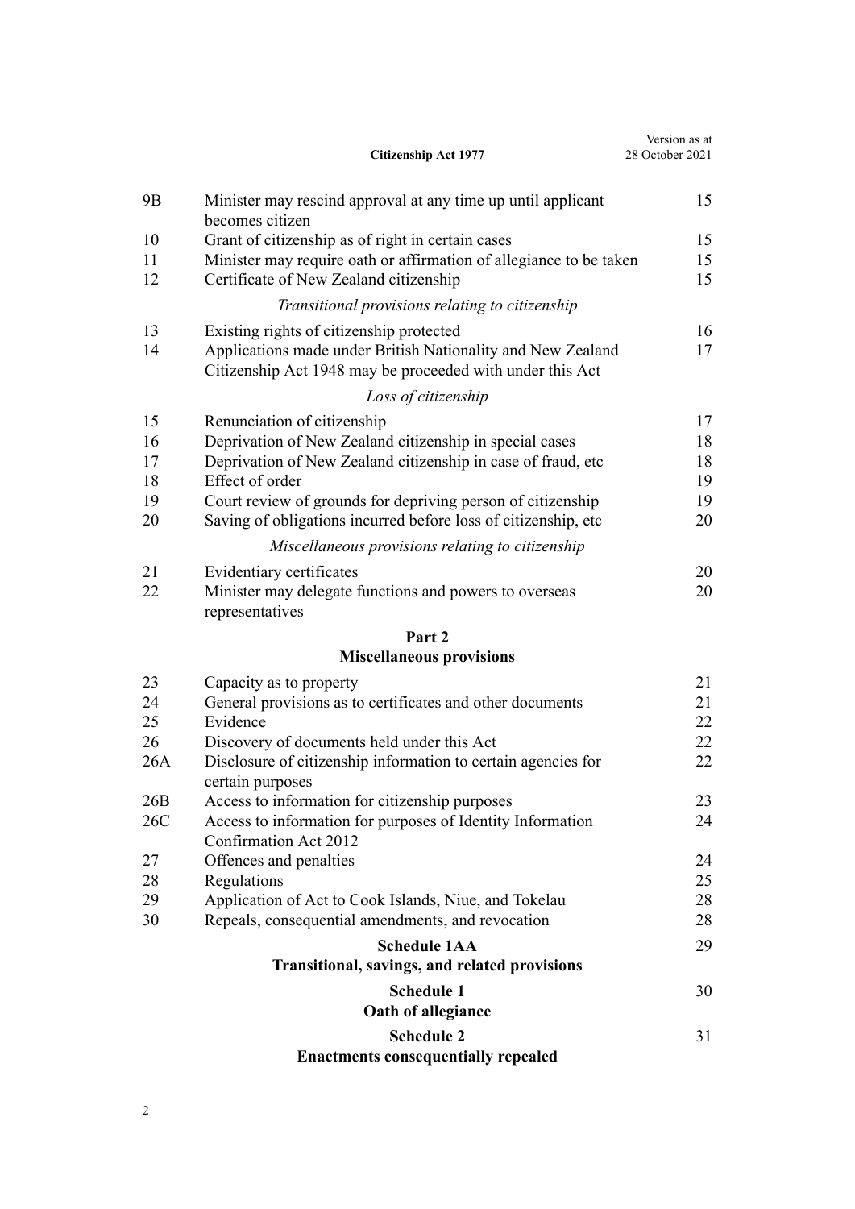| | | |
|---|---|---|
| 9B | Minister may rescind approval at any time up until applicant becomes citizen | 15 |
| 10 | Grant of citizenship as of right in certain cases | 15 |
| 11 | Minister may require oath or affirmation of allegiance to be taken | 15 |
| 12 | Certificate of New Zealand citizenship | 15 |
| | *Transitional provisions relating to citizenship* | |
| 13 | Existing rights of citizenship protected | 16 |
| 14 | Applications made under British Nationality and New Zealand Citizenship Act 1948 may be proceeded with under this Act | 17 |
| | *Loss of citizenship* | |
| 15 | Renunciation of citizenship | 17 |
| 16 | Deprivation of New Zealand citizenship in special cases | 18 |
| 17 | Deprivation of New Zealand citizenship in case of fraud, etc | 18 |
| 18 | Effect of order | 19 |
| 19 | Court review of grounds for depriving person of citizenship | 19 |
| 20 | Saving of obligations incurred before loss of citizenship, etc | 20 |
| | *Miscellaneous provisions relating to citizenship* | |
| 21 | Evidentiary certificates | 20 |
| 22 | Minister may delegate functions and powers to overseas representatives | 20 |

**Part 2**
**Miscellaneous provisions**

| | | |
|---|---|---|
| 23 | Capacity as to property | 21 |
| 24 | General provisions as to certificates and other documents | 21 |
| 25 | Evidence | 22 |
| 26 | Discovery of documents held under this Act | 22 |
| 26A | Disclosure of citizenship information to certain agencies for certain purposes | 22 |
| 26B | Access to information for citizenship purposes | 23 |
| 26C | Access to information for purposes of Identity Information Confirmation Act 2012 | 24 |
| 27 | Offences and penalties | 24 |
| 28 | Regulations | 25 |
| 29 | Application of Act to Cook Islands, Niue, and Tokelau | 28 |
| 30 | Repeals, consequential amendments, and revocation | 28 |

**Schedule 1AA** — 29
**Transitional, savings, and related provisions**

**Schedule 1** — 30
**Oath of allegiance**

**Schedule 2** — 31
**Enactments consequentially repealed**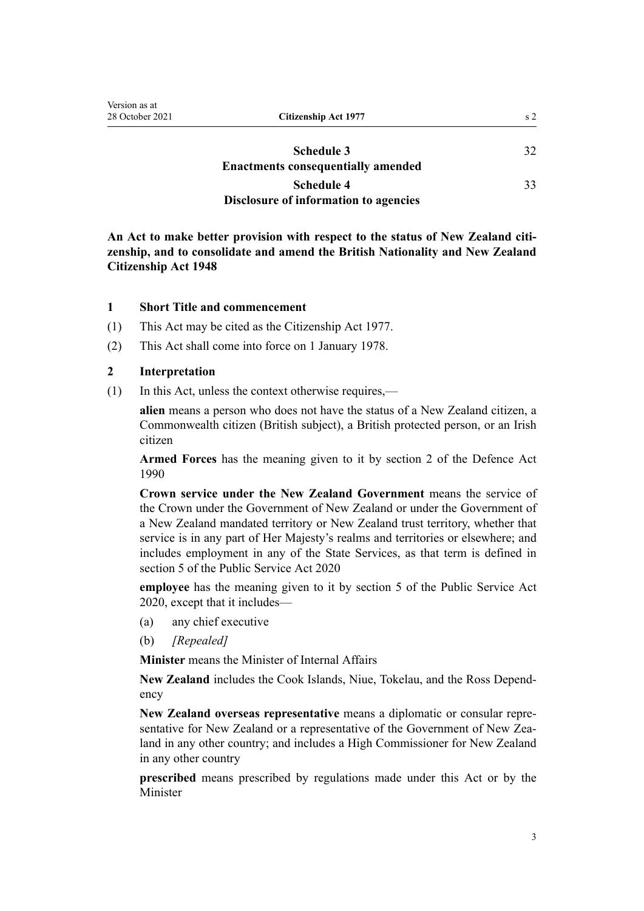| | |
|---|---|
| **Schedule 3**<br>**Enactments consequentially amended** | 32 |
| **Schedule 4**<br>**Disclosure of information to agencies** | 33 |

**An Act to make better provision with respect to the status of New Zealand citizenship, and to consolidate and amend the British Nationality and New Zealand Citizenship Act 1948**

### 1 Short Title and commencement

(1) This Act may be cited as the Citizenship Act 1977.

(2) This Act shall come into force on 1 January 1978.

### 2 Interpretation

(1) In this Act, unless the context otherwise requires,—

**alien** means a person who does not have the status of a New Zealand citizen, a Commonwealth citizen (British subject), a British protected person, or an Irish citizen

**Armed Forces** has the meaning given to it by section 2 of the Defence Act 1990

**Crown service under the New Zealand Government** means the service of the Crown under the Government of New Zealand or under the Government of a New Zealand mandated territory or New Zealand trust territory, whether that service is in any part of Her Majesty's realms and territories or elsewhere; and includes employment in any of the State Services, as that term is defined in section 5 of the Public Service Act 2020

**employee** has the meaning given to it by section 5 of the Public Service Act 2020, except that it includes—

(a) any chief executive

(b) *[Repealed]*

**Minister** means the Minister of Internal Affairs

**New Zealand** includes the Cook Islands, Niue, Tokelau, and the Ross Dependency

**New Zealand overseas representative** means a diplomatic or consular representative for New Zealand or a representative of the Government of New Zealand in any other country; and includes a High Commissioner for New Zealand in any other country

**prescribed** means prescribed by regulations made under this Act or by the Minister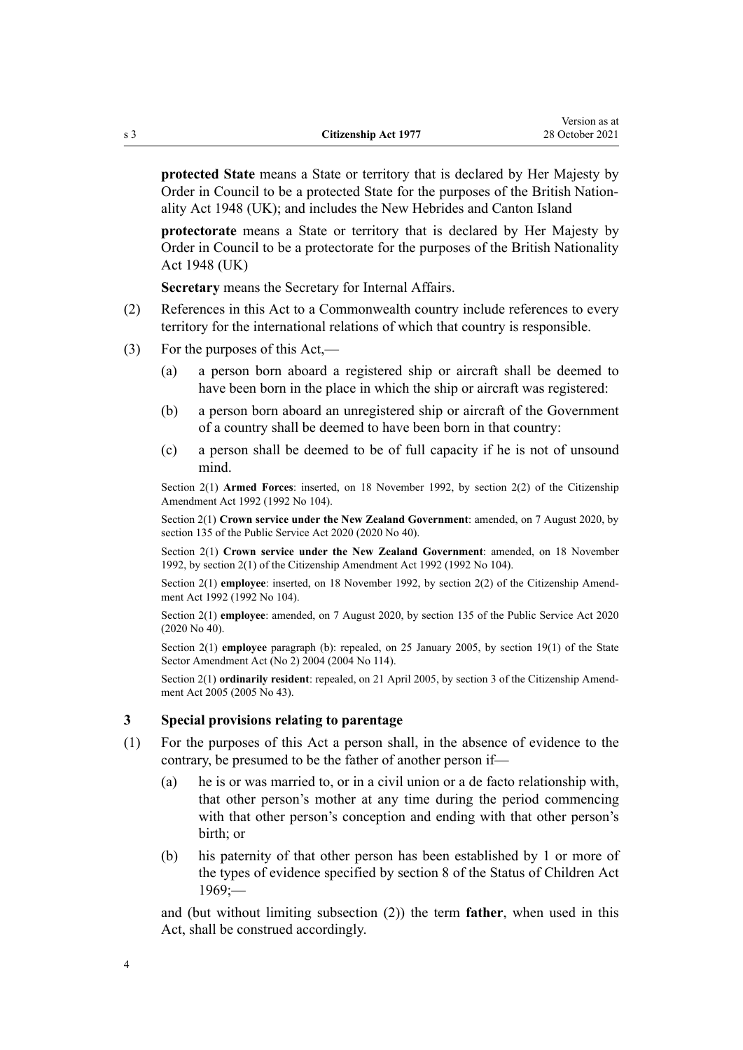**protected State** means a State or territory that is declared by Her Majesty by Order in Council to be a protected State for the purposes of the British Nationality Act 1948 (UK); and includes the New Hebrides and Canton Island

**protectorate** means a State or territory that is declared by Her Majesty by Order in Council to be a protectorate for the purposes of the British Nationality Act 1948 (UK)

**Secretary** means the Secretary for Internal Affairs.

(2) References in this Act to a Commonwealth country include references to every territory for the international relations of which that country is responsible.

(3) For the purposes of this Act,—

  (a) a person born aboard a registered ship or aircraft shall be deemed to have been born in the place in which the ship or aircraft was registered:

  (b) a person born aboard an unregistered ship or aircraft of the Government of a country shall be deemed to have been born in that country:

  (c) a person shall be deemed to be of full capacity if he is not of unsound mind.

Section 2(1) **Armed Forces**: inserted, on 18 November 1992, by section 2(2) of the Citizenship Amendment Act 1992 (1992 No 104).

Section 2(1) **Crown service under the New Zealand Government**: amended, on 7 August 2020, by section 135 of the Public Service Act 2020 (2020 No 40).

Section 2(1) **Crown service under the New Zealand Government**: amended, on 18 November 1992, by section 2(1) of the Citizenship Amendment Act 1992 (1992 No 104).

Section 2(1) **employee**: inserted, on 18 November 1992, by section 2(2) of the Citizenship Amendment Act 1992 (1992 No 104).

Section 2(1) **employee**: amended, on 7 August 2020, by section 135 of the Public Service Act 2020 (2020 No 40).

Section 2(1) **employee** paragraph (b): repealed, on 25 January 2005, by section 19(1) of the State Sector Amendment Act (No 2) 2004 (2004 No 114).

Section 2(1) **ordinarily resident**: repealed, on 21 April 2005, by section 3 of the Citizenship Amendment Act 2005 (2005 No 43).

### 3 Special provisions relating to parentage

(1) For the purposes of this Act a person shall, in the absence of evidence to the contrary, be presumed to be the father of another person if—

  (a) he is or was married to, or in a civil union or a de facto relationship with, that other person's mother at any time during the period commencing with that other person's conception and ending with that other person's birth; or

  (b) his paternity of that other person has been established by 1 or more of the types of evidence specified by section 8 of the Status of Children Act 1969;—

and (but without limiting subsection (2)) the term **father**, when used in this Act, shall be construed accordingly.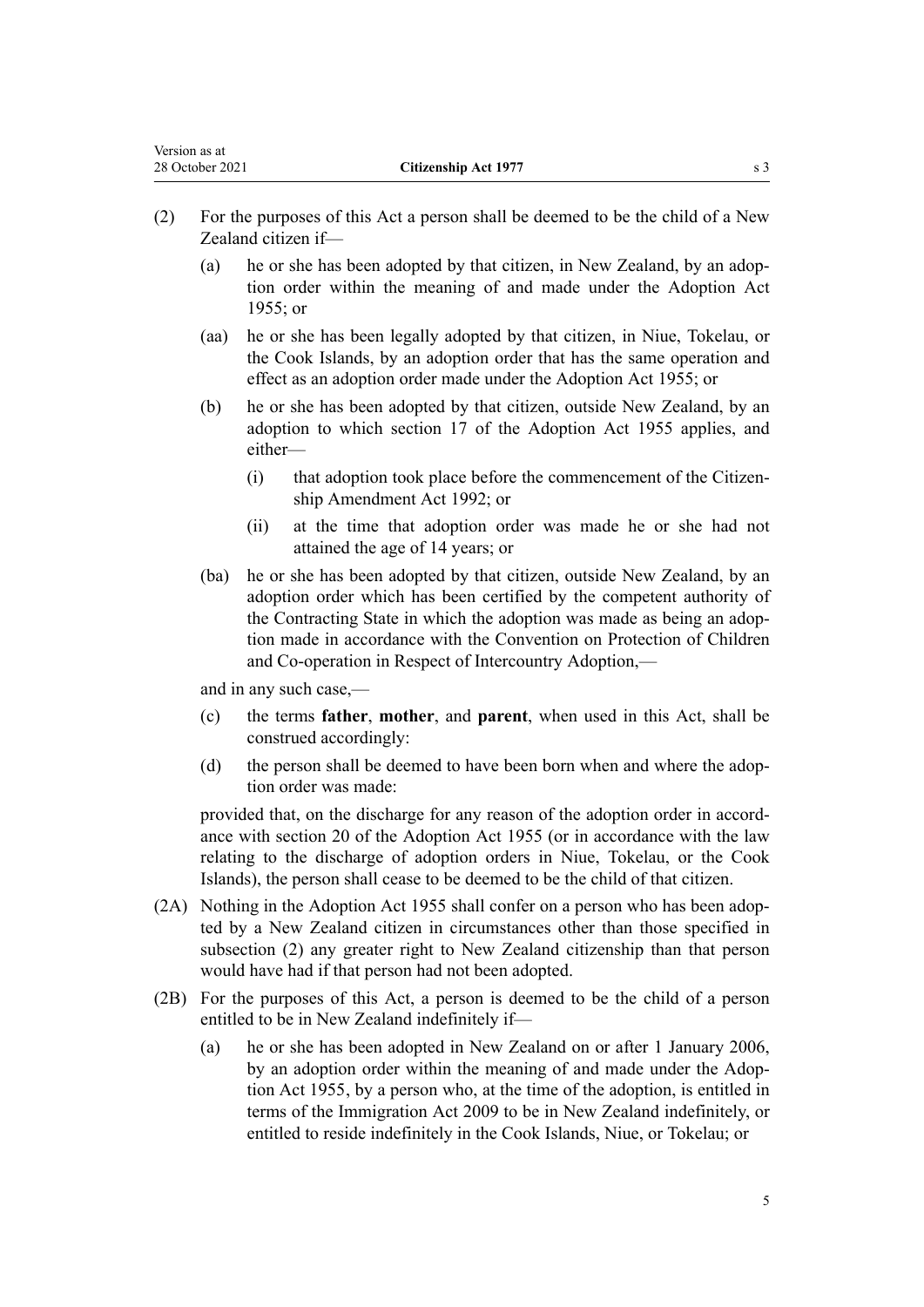(2) For the purposes of this Act a person shall be deemed to be the child of a New Zealand citizen if—

   (a) he or she has been adopted by that citizen, in New Zealand, by an adoption order within the meaning of and made under the Adoption Act 1955; or

   (aa) he or she has been legally adopted by that citizen, in Niue, Tokelau, or the Cook Islands, by an adoption order that has the same operation and effect as an adoption order made under the Adoption Act 1955; or

   (b) he or she has been adopted by that citizen, outside New Zealand, by an adoption to which section 17 of the Adoption Act 1955 applies, and either—

      (i) that adoption took place before the commencement of the Citizenship Amendment Act 1992; or

      (ii) at the time that adoption order was made he or she had not attained the age of 14 years; or

   (ba) he or she has been adopted by that citizen, outside New Zealand, by an adoption order which has been certified by the competent authority of the Contracting State in which the adoption was made as being an adoption made in accordance with the Convention on Protection of Children and Co-operation in Respect of Intercountry Adoption,—

   and in any such case,—

   (c) the terms **father**, **mother**, and **parent**, when used in this Act, shall be construed accordingly:

   (d) the person shall be deemed to have been born when and where the adoption order was made:

   provided that, on the discharge for any reason of the adoption order in accordance with section 20 of the Adoption Act 1955 (or in accordance with the law relating to the discharge of adoption orders in Niue, Tokelau, or the Cook Islands), the person shall cease to be deemed to be the child of that citizen.

(2A) Nothing in the Adoption Act 1955 shall confer on a person who has been adopted by a New Zealand citizen in circumstances other than those specified in subsection (2) any greater right to New Zealand citizenship than that person would have had if that person had not been adopted.

(2B) For the purposes of this Act, a person is deemed to be the child of a person entitled to be in New Zealand indefinitely if—

   (a) he or she has been adopted in New Zealand on or after 1 January 2006, by an adoption order within the meaning of and made under the Adoption Act 1955, by a person who, at the time of the adoption, is entitled in terms of the Immigration Act 2009 to be in New Zealand indefinitely, or entitled to reside indefinitely in the Cook Islands, Niue, or Tokelau; or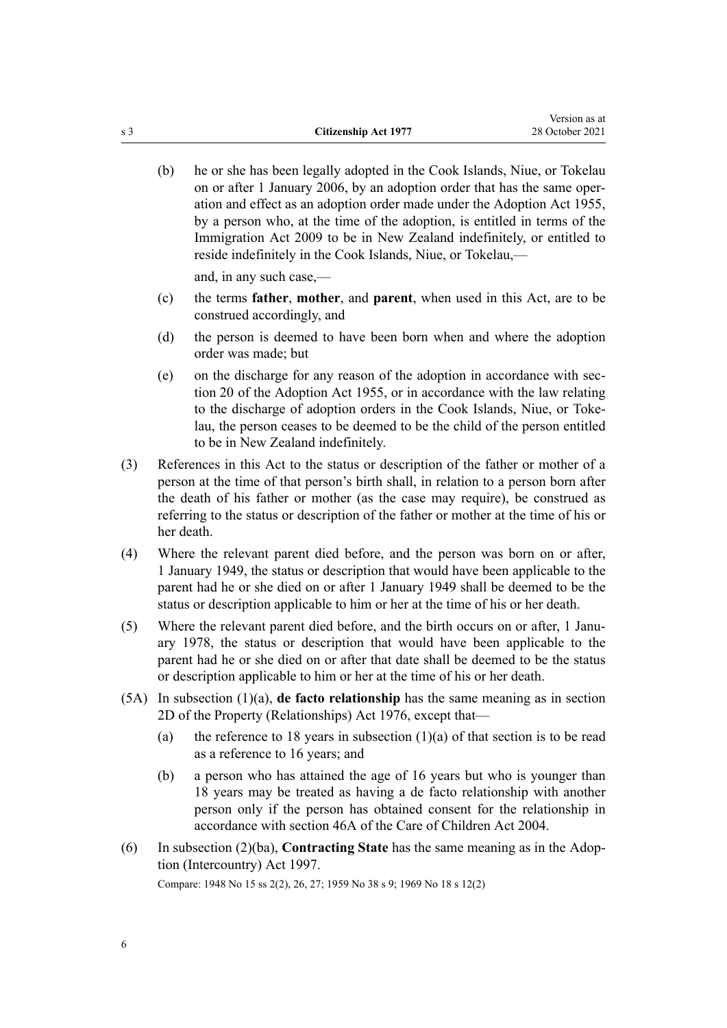(b) he or she has been legally adopted in the Cook Islands, Niue, or Tokelau on or after 1 January 2006, by an adoption order that has the same operation and effect as an adoption order made under the Adoption Act 1955, by a person who, at the time of the adoption, is entitled in terms of the Immigration Act 2009 to be in New Zealand indefinitely, or entitled to reside indefinitely in the Cook Islands, Niue, or Tokelau,—

and, in any such case,—

(c) the terms **father**, **mother**, and **parent**, when used in this Act, are to be construed accordingly, and

(d) the person is deemed to have been born when and where the adoption order was made; but

(e) on the discharge for any reason of the adoption in accordance with section 20 of the Adoption Act 1955, or in accordance with the law relating to the discharge of adoption orders in the Cook Islands, Niue, or Tokelau, the person ceases to be deemed to be the child of the person entitled to be in New Zealand indefinitely.

(3) References in this Act to the status or description of the father or mother of a person at the time of that person's birth shall, in relation to a person born after the death of his father or mother (as the case may require), be construed as referring to the status or description of the father or mother at the time of his or her death.

(4) Where the relevant parent died before, and the person was born on or after, 1 January 1949, the status or description that would have been applicable to the parent had he or she died on or after 1 January 1949 shall be deemed to be the status or description applicable to him or her at the time of his or her death.

(5) Where the relevant parent died before, and the birth occurs on or after, 1 January 1978, the status or description that would have been applicable to the parent had he or she died on or after that date shall be deemed to be the status or description applicable to him or her at the time of his or her death.

(5A) In subsection (1)(a), **de facto relationship** has the same meaning as in section 2D of the Property (Relationships) Act 1976, except that—

(a) the reference to 18 years in subsection (1)(a) of that section is to be read as a reference to 16 years; and

(b) a person who has attained the age of 16 years but who is younger than 18 years may be treated as having a de facto relationship with another person only if the person has obtained consent for the relationship in accordance with section 46A of the Care of Children Act 2004.

(6) In subsection (2)(ba), **Contracting State** has the same meaning as in the Adoption (Intercountry) Act 1997.

Compare: 1948 No 15 ss 2(2), 26, 27; 1959 No 38 s 9; 1969 No 18 s 12(2)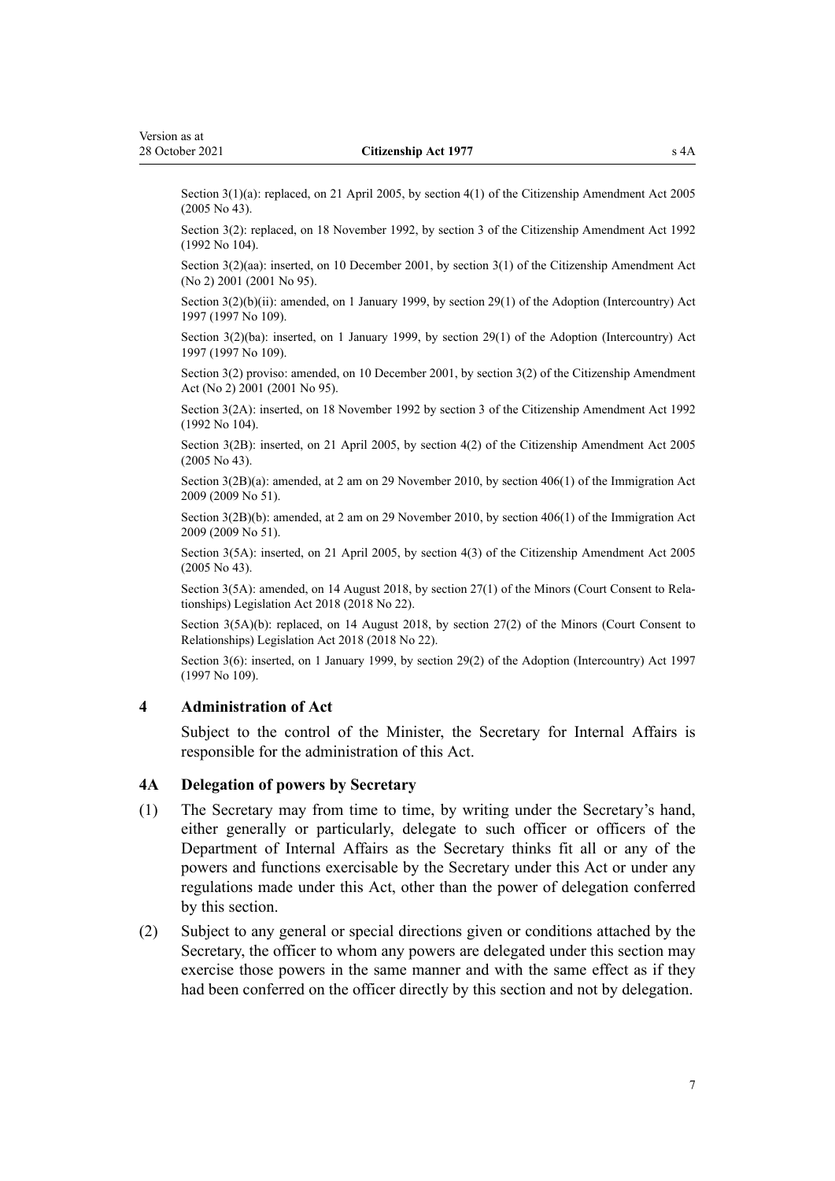Section 3(1)(a): replaced, on 21 April 2005, by section 4(1) of the Citizenship Amendment Act 2005 (2005 No 43).

Section 3(2): replaced, on 18 November 1992, by section 3 of the Citizenship Amendment Act 1992 (1992 No 104).

Section 3(2)(aa): inserted, on 10 December 2001, by section 3(1) of the Citizenship Amendment Act (No 2) 2001 (2001 No 95).

Section 3(2)(b)(ii): amended, on 1 January 1999, by section 29(1) of the Adoption (Intercountry) Act 1997 (1997 No 109).

Section 3(2)(ba): inserted, on 1 January 1999, by section 29(1) of the Adoption (Intercountry) Act 1997 (1997 No 109).

Section 3(2) proviso: amended, on 10 December 2001, by section 3(2) of the Citizenship Amendment Act (No 2) 2001 (2001 No 95).

Section 3(2A): inserted, on 18 November 1992 by section 3 of the Citizenship Amendment Act 1992 (1992 No 104).

Section 3(2B): inserted, on 21 April 2005, by section 4(2) of the Citizenship Amendment Act 2005 (2005 No 43).

Section 3(2B)(a): amended, at 2 am on 29 November 2010, by section 406(1) of the Immigration Act 2009 (2009 No 51).

Section 3(2B)(b): amended, at 2 am on 29 November 2010, by section 406(1) of the Immigration Act 2009 (2009 No 51).

Section 3(5A): inserted, on 21 April 2005, by section 4(3) of the Citizenship Amendment Act 2005 (2005 No 43).

Section 3(5A): amended, on 14 August 2018, by section 27(1) of the Minors (Court Consent to Relationships) Legislation Act 2018 (2018 No 22).

Section 3(5A)(b): replaced, on 14 August 2018, by section 27(2) of the Minors (Court Consent to Relationships) Legislation Act 2018 (2018 No 22).

Section 3(6): inserted, on 1 January 1999, by section 29(2) of the Adoption (Intercountry) Act 1997 (1997 No 109).

### 4 Administration of Act

Subject to the control of the Minister, the Secretary for Internal Affairs is responsible for the administration of this Act.

### 4A Delegation of powers by Secretary

(1) The Secretary may from time to time, by writing under the Secretary's hand, either generally or particularly, delegate to such officer or officers of the Department of Internal Affairs as the Secretary thinks fit all or any of the powers and functions exercisable by the Secretary under this Act or under any regulations made under this Act, other than the power of delegation conferred by this section.

(2) Subject to any general or special directions given or conditions attached by the Secretary, the officer to whom any powers are delegated under this section may exercise those powers in the same manner and with the same effect as if they had been conferred on the officer directly by this section and not by delegation.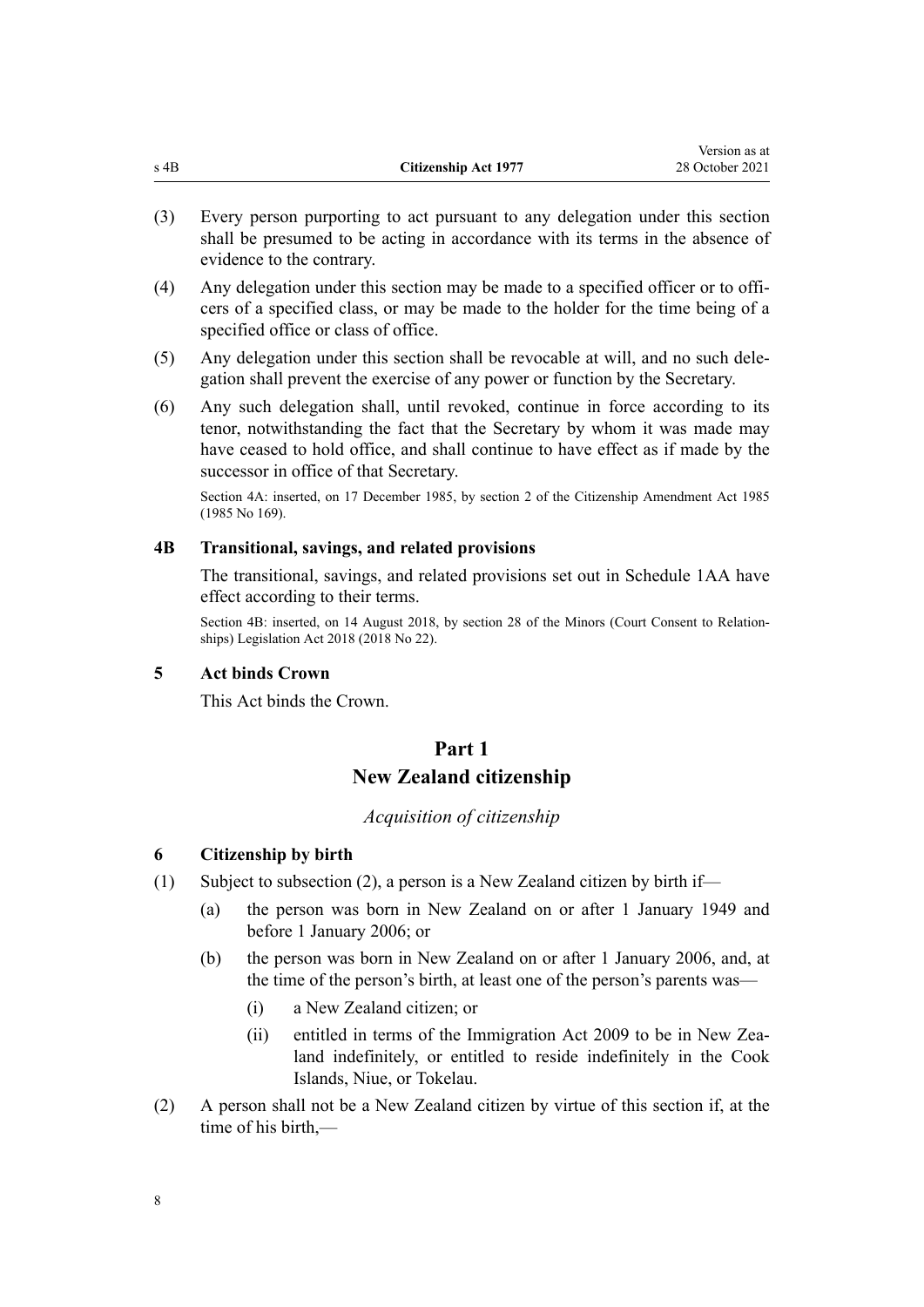(3) Every person purporting to act pursuant to any delegation under this section shall be presumed to be acting in accordance with its terms in the absence of evidence to the contrary.

(4) Any delegation under this section may be made to a specified officer or to officers of a specified class, or may be made to the holder for the time being of a specified office or class of office.

(5) Any delegation under this section shall be revocable at will, and no such delegation shall prevent the exercise of any power or function by the Secretary.

(6) Any such delegation shall, until revoked, continue in force according to its tenor, notwithstanding the fact that the Secretary by whom it was made may have ceased to hold office, and shall continue to have effect as if made by the successor in office of that Secretary.

Section 4A: inserted, on 17 December 1985, by section 2 of the Citizenship Amendment Act 1985 (1985 No 169).

### 4B Transitional, savings, and related provisions

The transitional, savings, and related provisions set out in Schedule 1AA have effect according to their terms.

Section 4B: inserted, on 14 August 2018, by section 28 of the Minors (Court Consent to Relationships) Legislation Act 2018 (2018 No 22).

### 5 Act binds Crown

This Act binds the Crown.

## Part 1
## New Zealand citizenship

*Acquisition of citizenship*

### 6 Citizenship by birth

(1) Subject to subsection (2), a person is a New Zealand citizen by birth if—

(a) the person was born in New Zealand on or after 1 January 1949 and before 1 January 2006; or

(b) the person was born in New Zealand on or after 1 January 2006, and, at the time of the person's birth, at least one of the person's parents was—

(i) a New Zealand citizen; or

(ii) entitled in terms of the Immigration Act 2009 to be in New Zealand indefinitely, or entitled to reside indefinitely in the Cook Islands, Niue, or Tokelau.

(2) A person shall not be a New Zealand citizen by virtue of this section if, at the time of his birth,—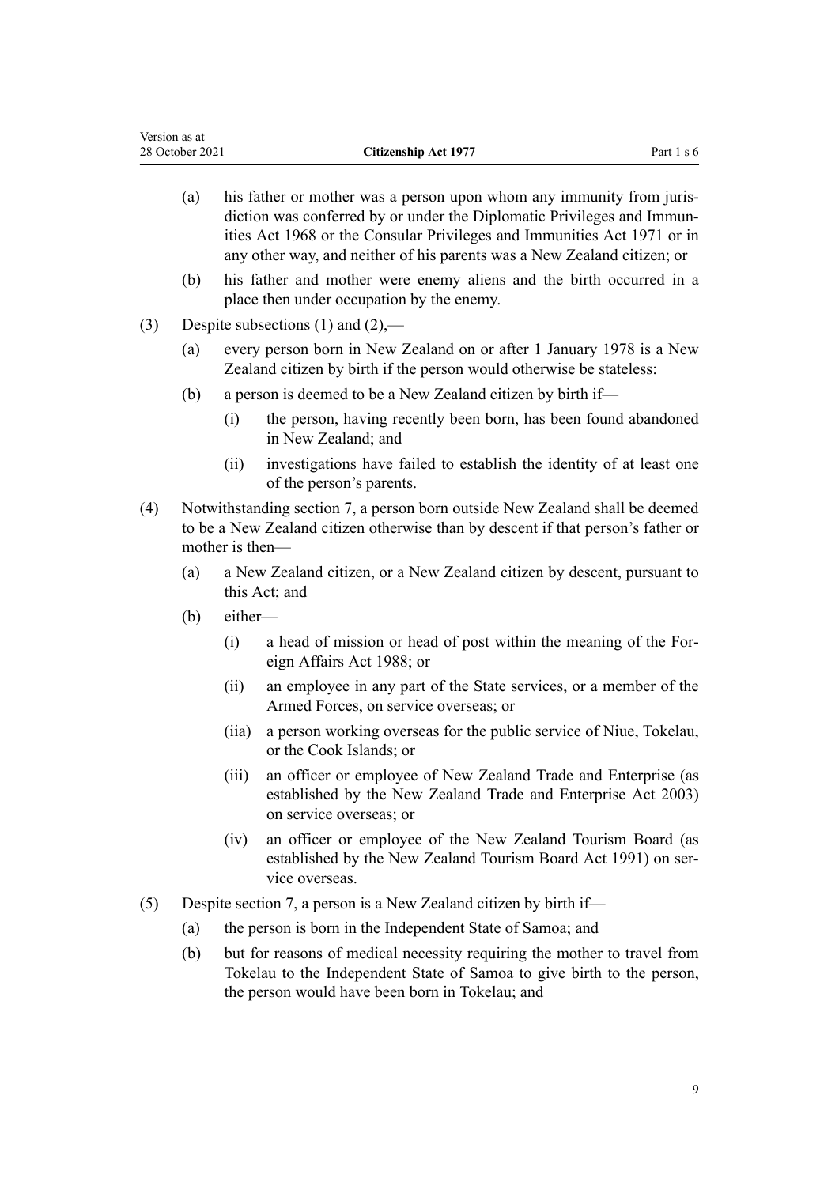(a) his father or mother was a person upon whom any immunity from jurisdiction was conferred by or under the Diplomatic Privileges and Immunities Act 1968 or the Consular Privileges and Immunities Act 1971 or in any other way, and neither of his parents was a New Zealand citizen; or

(b) his father and mother were enemy aliens and the birth occurred in a place then under occupation by the enemy.

(3) Despite subsections (1) and (2),—

(a) every person born in New Zealand on or after 1 January 1978 is a New Zealand citizen by birth if the person would otherwise be stateless:

(b) a person is deemed to be a New Zealand citizen by birth if—

(i) the person, having recently been born, has been found abandoned in New Zealand; and

(ii) investigations have failed to establish the identity of at least one of the person's parents.

(4) Notwithstanding section 7, a person born outside New Zealand shall be deemed to be a New Zealand citizen otherwise than by descent if that person's father or mother is then—

(a) a New Zealand citizen, or a New Zealand citizen by descent, pursuant to this Act; and

(b) either—

(i) a head of mission or head of post within the meaning of the Foreign Affairs Act 1988; or

(ii) an employee in any part of the State services, or a member of the Armed Forces, on service overseas; or

(iia) a person working overseas for the public service of Niue, Tokelau, or the Cook Islands; or

(iii) an officer or employee of New Zealand Trade and Enterprise (as established by the New Zealand Trade and Enterprise Act 2003) on service overseas; or

(iv) an officer or employee of the New Zealand Tourism Board (as established by the New Zealand Tourism Board Act 1991) on service overseas.

(5) Despite section 7, a person is a New Zealand citizen by birth if—

(a) the person is born in the Independent State of Samoa; and

(b) but for reasons of medical necessity requiring the mother to travel from Tokelau to the Independent State of Samoa to give birth to the person, the person would have been born in Tokelau; and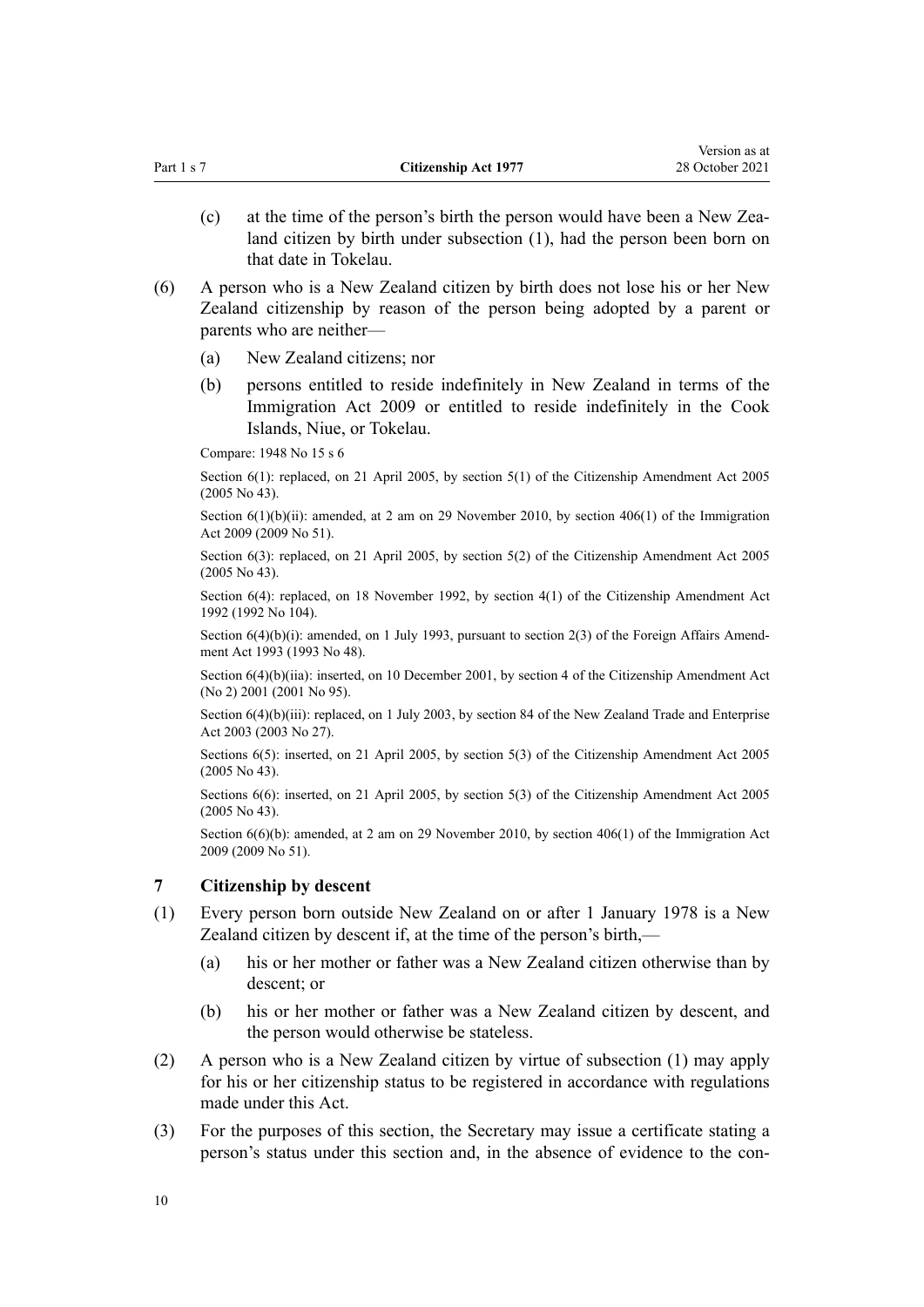(c) at the time of the person's birth the person would have been a New Zealand citizen by birth under subsection (1), had the person been born on that date in Tokelau.

(6) A person who is a New Zealand citizen by birth does not lose his or her New Zealand citizenship by reason of the person being adopted by a parent or parents who are neither—

(a) New Zealand citizens; nor

(b) persons entitled to reside indefinitely in New Zealand in terms of the Immigration Act 2009 or entitled to reside indefinitely in the Cook Islands, Niue, or Tokelau.

Compare: 1948 No 15 s 6

Section 6(1): replaced, on 21 April 2005, by section 5(1) of the Citizenship Amendment Act 2005 (2005 No 43).

Section 6(1)(b)(ii): amended, at 2 am on 29 November 2010, by section 406(1) of the Immigration Act 2009 (2009 No 51).

Section 6(3): replaced, on 21 April 2005, by section 5(2) of the Citizenship Amendment Act 2005 (2005 No 43).

Section 6(4): replaced, on 18 November 1992, by section 4(1) of the Citizenship Amendment Act 1992 (1992 No 104).

Section 6(4)(b)(i): amended, on 1 July 1993, pursuant to section 2(3) of the Foreign Affairs Amendment Act 1993 (1993 No 48).

Section 6(4)(b)(iia): inserted, on 10 December 2001, by section 4 of the Citizenship Amendment Act (No 2) 2001 (2001 No 95).

Section 6(4)(b)(iii): replaced, on 1 July 2003, by section 84 of the New Zealand Trade and Enterprise Act 2003 (2003 No 27).

Sections 6(5): inserted, on 21 April 2005, by section 5(3) of the Citizenship Amendment Act 2005 (2005 No 43).

Sections 6(6): inserted, on 21 April 2005, by section 5(3) of the Citizenship Amendment Act 2005 (2005 No 43).

Section 6(6)(b): amended, at 2 am on 29 November 2010, by section 406(1) of the Immigration Act 2009 (2009 No 51).

### 7 Citizenship by descent

(1) Every person born outside New Zealand on or after 1 January 1978 is a New Zealand citizen by descent if, at the time of the person's birth,—

(a) his or her mother or father was a New Zealand citizen otherwise than by descent; or

(b) his or her mother or father was a New Zealand citizen by descent, and the person would otherwise be stateless.

(2) A person who is a New Zealand citizen by virtue of subsection (1) may apply for his or her citizenship status to be registered in accordance with regulations made under this Act.

(3) For the purposes of this section, the Secretary may issue a certificate stating a person's status under this section and, in the absence of evidence to the con-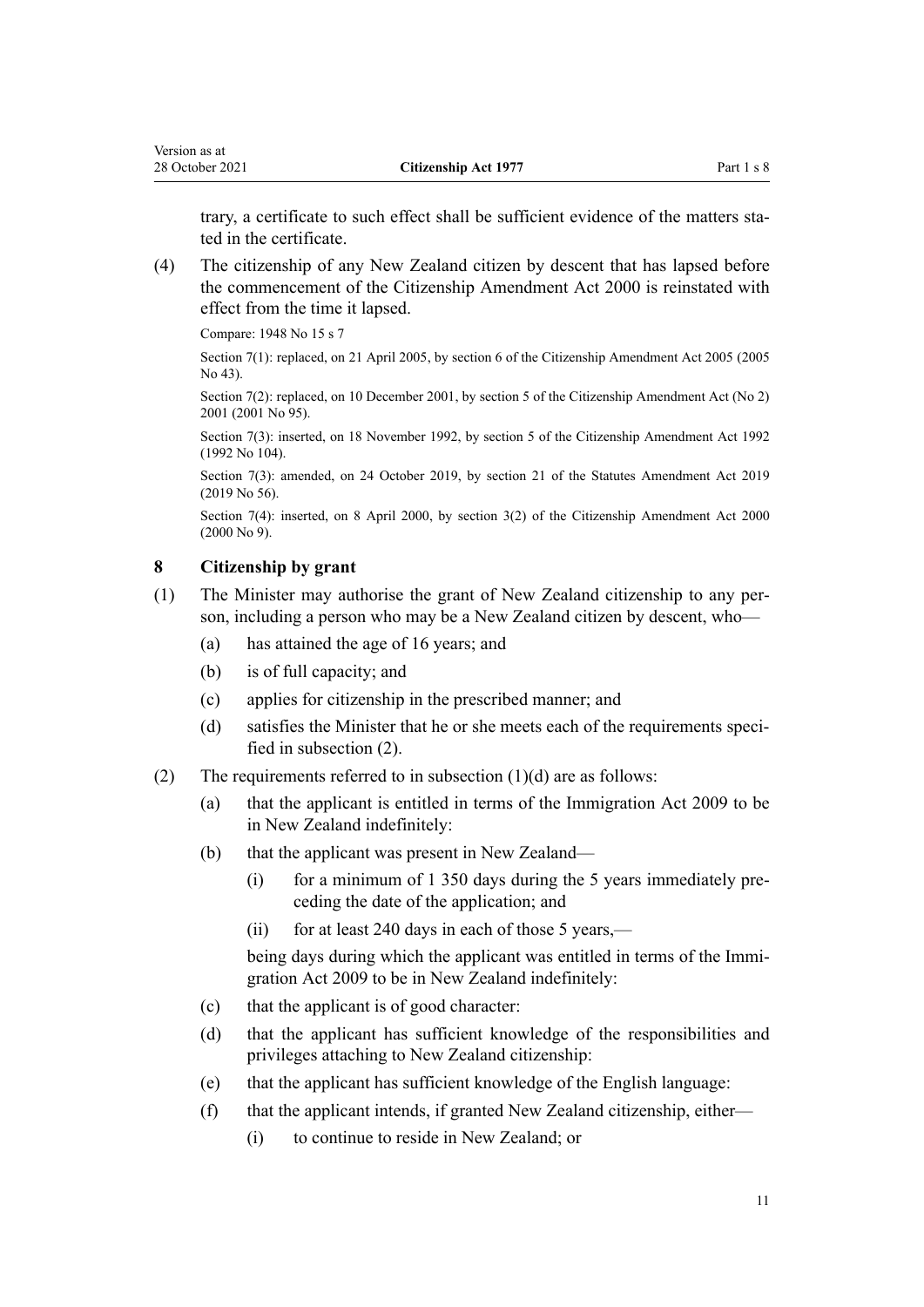trary, a certificate to such effect shall be sufficient evidence of the matters stated in the certificate.

(4) The citizenship of any New Zealand citizen by descent that has lapsed before the commencement of the Citizenship Amendment Act 2000 is reinstated with effect from the time it lapsed.

Compare: 1948 No 15 s 7

Section 7(1): replaced, on 21 April 2005, by section 6 of the Citizenship Amendment Act 2005 (2005 No 43).

Section 7(2): replaced, on 10 December 2001, by section 5 of the Citizenship Amendment Act (No 2) 2001 (2001 No 95).

Section 7(3): inserted, on 18 November 1992, by section 5 of the Citizenship Amendment Act 1992 (1992 No 104).

Section 7(3): amended, on 24 October 2019, by section 21 of the Statutes Amendment Act 2019 (2019 No 56).

Section 7(4): inserted, on 8 April 2000, by section 3(2) of the Citizenship Amendment Act 2000 (2000 No 9).

### 8 Citizenship by grant

(1) The Minister may authorise the grant of New Zealand citizenship to any person, including a person who may be a New Zealand citizen by descent, who—

- (a) has attained the age of 16 years; and
- (b) is of full capacity; and
- (c) applies for citizenship in the prescribed manner; and
- (d) satisfies the Minister that he or she meets each of the requirements specified in subsection (2).

(2) The requirements referred to in subsection (1)(d) are as follows:

- (a) that the applicant is entitled in terms of the Immigration Act 2009 to be in New Zealand indefinitely:
- (b) that the applicant was present in New Zealand—
  - (i) for a minimum of 1 350 days during the 5 years immediately preceding the date of the application; and
  - (ii) for at least 240 days in each of those 5 years,—

  being days during which the applicant was entitled in terms of the Immigration Act 2009 to be in New Zealand indefinitely:
- (c) that the applicant is of good character:
- (d) that the applicant has sufficient knowledge of the responsibilities and privileges attaching to New Zealand citizenship:
- (e) that the applicant has sufficient knowledge of the English language:
- (f) that the applicant intends, if granted New Zealand citizenship, either—
  - (i) to continue to reside in New Zealand; or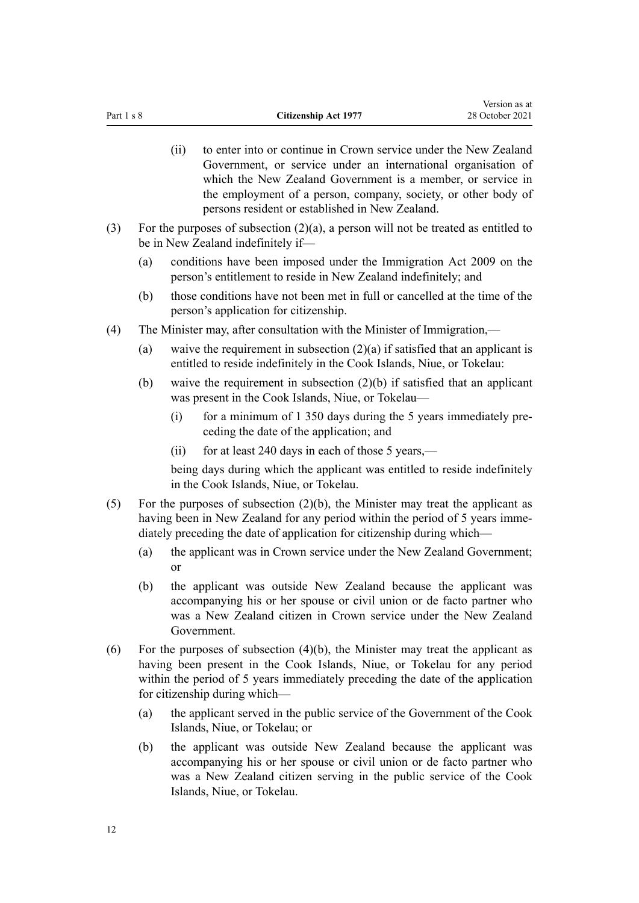(ii) to enter into or continue in Crown service under the New Zealand Government, or service under an international organisation of which the New Zealand Government is a member, or service in the employment of a person, company, society, or other body of persons resident or established in New Zealand.

(3) For the purposes of subsection (2)(a), a person will not be treated as entitled to be in New Zealand indefinitely if—

(a) conditions have been imposed under the Immigration Act 2009 on the person's entitlement to reside in New Zealand indefinitely; and

(b) those conditions have not been met in full or cancelled at the time of the person's application for citizenship.

(4) The Minister may, after consultation with the Minister of Immigration,—

(a) waive the requirement in subsection (2)(a) if satisfied that an applicant is entitled to reside indefinitely in the Cook Islands, Niue, or Tokelau:

(b) waive the requirement in subsection (2)(b) if satisfied that an applicant was present in the Cook Islands, Niue, or Tokelau—

(i) for a minimum of 1 350 days during the 5 years immediately preceding the date of the application; and

(ii) for at least 240 days in each of those 5 years,—

being days during which the applicant was entitled to reside indefinitely in the Cook Islands, Niue, or Tokelau.

(5) For the purposes of subsection (2)(b), the Minister may treat the applicant as having been in New Zealand for any period within the period of 5 years immediately preceding the date of application for citizenship during which—

(a) the applicant was in Crown service under the New Zealand Government; or

(b) the applicant was outside New Zealand because the applicant was accompanying his or her spouse or civil union or de facto partner who was a New Zealand citizen in Crown service under the New Zealand Government.

(6) For the purposes of subsection (4)(b), the Minister may treat the applicant as having been present in the Cook Islands, Niue, or Tokelau for any period within the period of 5 years immediately preceding the date of the application for citizenship during which—

(a) the applicant served in the public service of the Government of the Cook Islands, Niue, or Tokelau; or

(b) the applicant was outside New Zealand because the applicant was accompanying his or her spouse or civil union or de facto partner who was a New Zealand citizen serving in the public service of the Cook Islands, Niue, or Tokelau.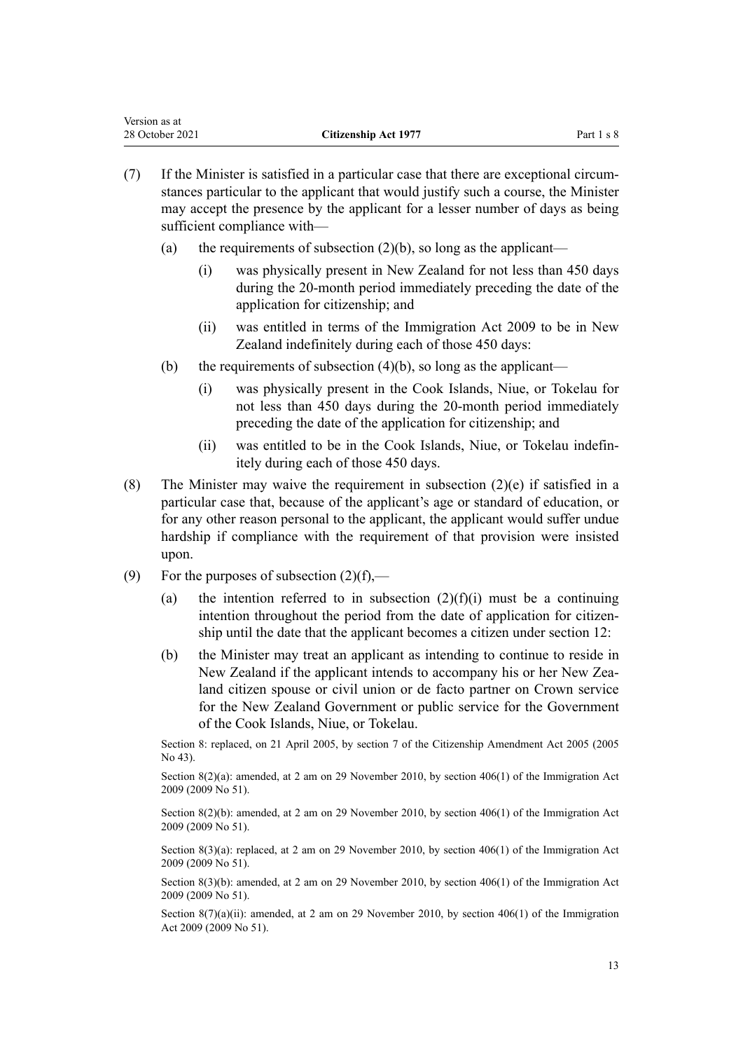(7) If the Minister is satisfied in a particular case that there are exceptional circumstances particular to the applicant that would justify such a course, the Minister may accept the presence by the applicant for a lesser number of days as being sufficient compliance with—

 (a) the requirements of subsection (2)(b), so long as the applicant—

  (i) was physically present in New Zealand for not less than 450 days during the 20-month period immediately preceding the date of the application for citizenship; and

  (ii) was entitled in terms of the Immigration Act 2009 to be in New Zealand indefinitely during each of those 450 days:

 (b) the requirements of subsection (4)(b), so long as the applicant—

  (i) was physically present in the Cook Islands, Niue, or Tokelau for not less than 450 days during the 20-month period immediately preceding the date of the application for citizenship; and

  (ii) was entitled to be in the Cook Islands, Niue, or Tokelau indefinitely during each of those 450 days.

(8) The Minister may waive the requirement in subsection (2)(e) if satisfied in a particular case that, because of the applicant's age or standard of education, or for any other reason personal to the applicant, the applicant would suffer undue hardship if compliance with the requirement of that provision were insisted upon.

(9) For the purposes of subsection (2)(f),—

 (a) the intention referred to in subsection (2)(f)(i) must be a continuing intention throughout the period from the date of application for citizenship until the date that the applicant becomes a citizen under section 12:

 (b) the Minister may treat an applicant as intending to continue to reside in New Zealand if the applicant intends to accompany his or her New Zealand citizen spouse or civil union or de facto partner on Crown service for the New Zealand Government or public service for the Government of the Cook Islands, Niue, or Tokelau.

Section 8: replaced, on 21 April 2005, by section 7 of the Citizenship Amendment Act 2005 (2005 No 43).

Section 8(2)(a): amended, at 2 am on 29 November 2010, by section 406(1) of the Immigration Act 2009 (2009 No 51).

Section 8(2)(b): amended, at 2 am on 29 November 2010, by section 406(1) of the Immigration Act 2009 (2009 No 51).

Section 8(3)(a): replaced, at 2 am on 29 November 2010, by section 406(1) of the Immigration Act 2009 (2009 No 51).

Section 8(3)(b): amended, at 2 am on 29 November 2010, by section 406(1) of the Immigration Act 2009 (2009 No 51).

Section 8(7)(a)(ii): amended, at 2 am on 29 November 2010, by section 406(1) of the Immigration Act 2009 (2009 No 51).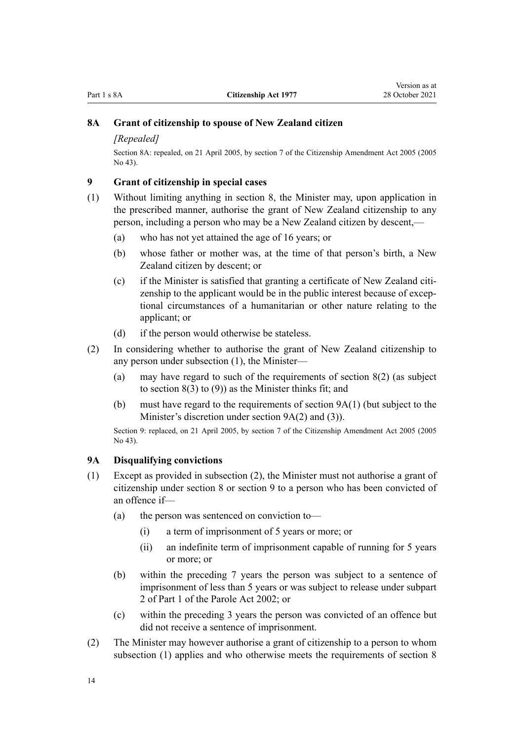### 8A Grant of citizenship to spouse of New Zealand citizen

*[Repealed]*

Section 8A: repealed, on 21 April 2005, by section 7 of the Citizenship Amendment Act 2005 (2005 No 43).

### 9 Grant of citizenship in special cases

(1) Without limiting anything in section 8, the Minister may, upon application in the prescribed manner, authorise the grant of New Zealand citizenship to any person, including a person who may be a New Zealand citizen by descent,—

(a) who has not yet attained the age of 16 years; or

(b) whose father or mother was, at the time of that person's birth, a New Zealand citizen by descent; or

(c) if the Minister is satisfied that granting a certificate of New Zealand citizenship to the applicant would be in the public interest because of exceptional circumstances of a humanitarian or other nature relating to the applicant; or

(d) if the person would otherwise be stateless.

(2) In considering whether to authorise the grant of New Zealand citizenship to any person under subsection (1), the Minister—

(a) may have regard to such of the requirements of section 8(2) (as subject to section 8(3) to (9)) as the Minister thinks fit; and

(b) must have regard to the requirements of section 9A(1) (but subject to the Minister's discretion under section 9A(2) and (3)).

Section 9: replaced, on 21 April 2005, by section 7 of the Citizenship Amendment Act 2005 (2005 No 43).

### 9A Disqualifying convictions

(1) Except as provided in subsection (2), the Minister must not authorise a grant of citizenship under section 8 or section 9 to a person who has been convicted of an offence if—

(a) the person was sentenced on conviction to—

(i) a term of imprisonment of 5 years or more; or

(ii) an indefinite term of imprisonment capable of running for 5 years or more; or

(b) within the preceding 7 years the person was subject to a sentence of imprisonment of less than 5 years or was subject to release under subpart 2 of Part 1 of the Parole Act 2002; or

(c) within the preceding 3 years the person was convicted of an offence but did not receive a sentence of imprisonment.

(2) The Minister may however authorise a grant of citizenship to a person to whom subsection (1) applies and who otherwise meets the requirements of section 8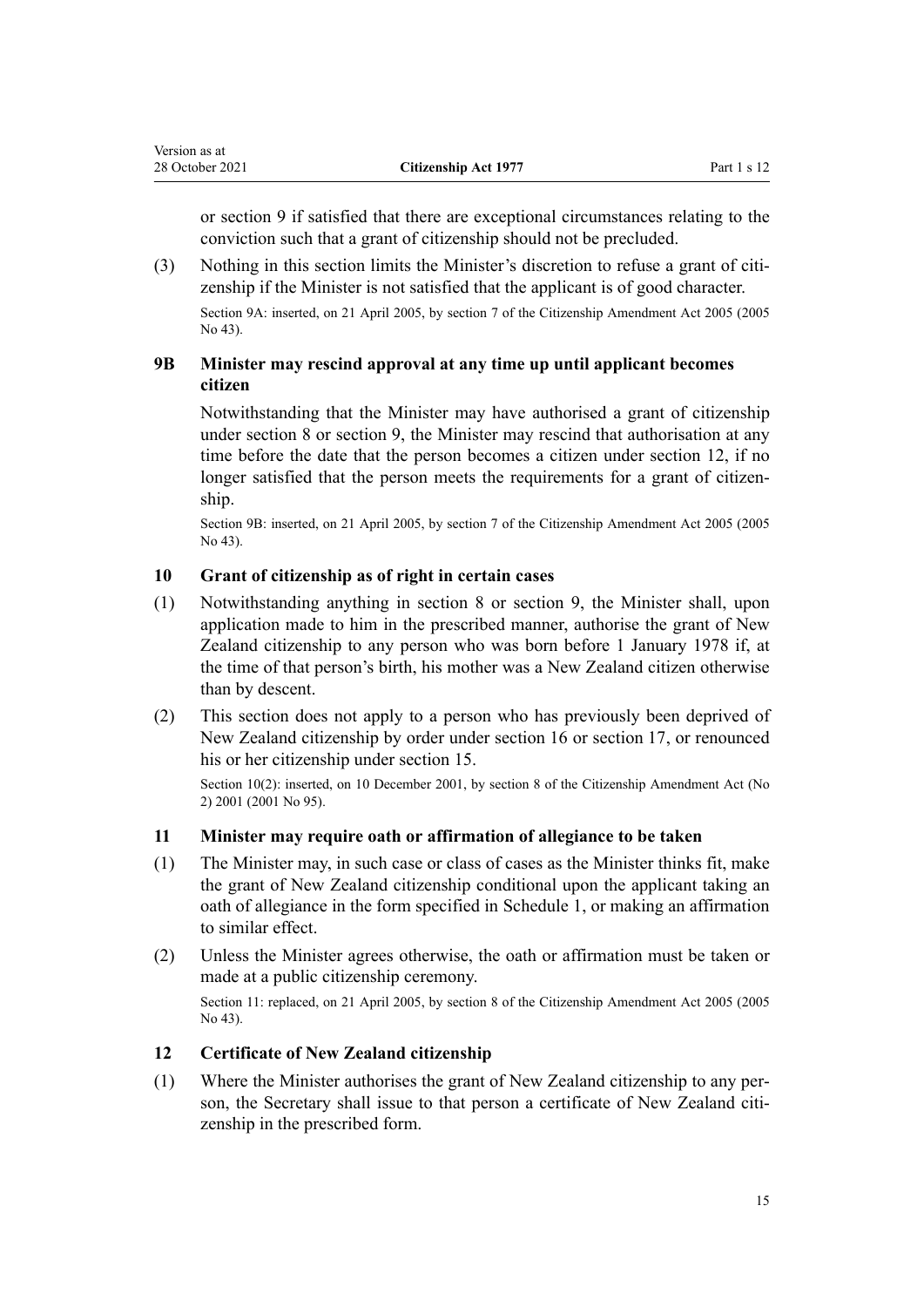or section 9 if satisfied that there are exceptional circumstances relating to the conviction such that a grant of citizenship should not be precluded.

(3) Nothing in this section limits the Minister's discretion to refuse a grant of citizenship if the Minister is not satisfied that the applicant is of good character.

Section 9A: inserted, on 21 April 2005, by section 7 of the Citizenship Amendment Act 2005 (2005 No 43).

### 9B Minister may rescind approval at any time up until applicant becomes citizen

Notwithstanding that the Minister may have authorised a grant of citizenship under section 8 or section 9, the Minister may rescind that authorisation at any time before the date that the person becomes a citizen under section 12, if no longer satisfied that the person meets the requirements for a grant of citizenship.

Section 9B: inserted, on 21 April 2005, by section 7 of the Citizenship Amendment Act 2005 (2005 No 43).

### 10 Grant of citizenship as of right in certain cases

(1) Notwithstanding anything in section 8 or section 9, the Minister shall, upon application made to him in the prescribed manner, authorise the grant of New Zealand citizenship to any person who was born before 1 January 1978 if, at the time of that person's birth, his mother was a New Zealand citizen otherwise than by descent.

(2) This section does not apply to a person who has previously been deprived of New Zealand citizenship by order under section 16 or section 17, or renounced his or her citizenship under section 15.

Section 10(2): inserted, on 10 December 2001, by section 8 of the Citizenship Amendment Act (No 2) 2001 (2001 No 95).

### 11 Minister may require oath or affirmation of allegiance to be taken

(1) The Minister may, in such case or class of cases as the Minister thinks fit, make the grant of New Zealand citizenship conditional upon the applicant taking an oath of allegiance in the form specified in Schedule 1, or making an affirmation to similar effect.

(2) Unless the Minister agrees otherwise, the oath or affirmation must be taken or made at a public citizenship ceremony.

Section 11: replaced, on 21 April 2005, by section 8 of the Citizenship Amendment Act 2005 (2005 No 43).

### 12 Certificate of New Zealand citizenship

(1) Where the Minister authorises the grant of New Zealand citizenship to any person, the Secretary shall issue to that person a certificate of New Zealand citizenship in the prescribed form.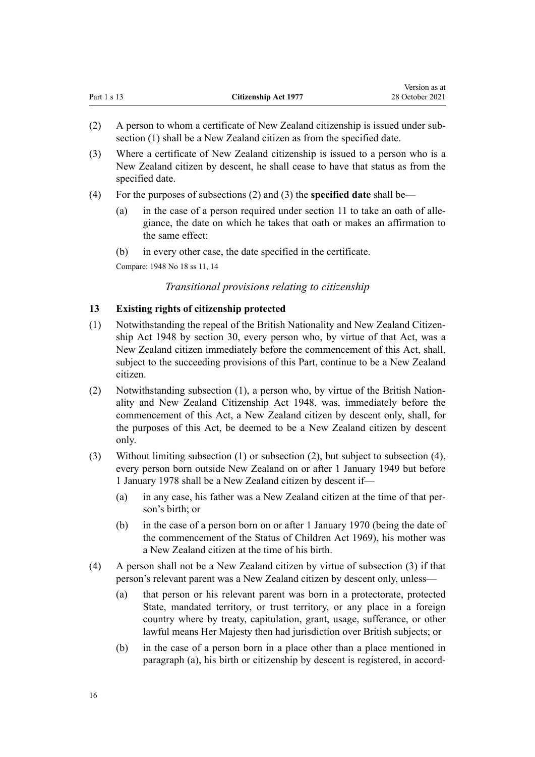(2) A person to whom a certificate of New Zealand citizenship is issued under subsection (1) shall be a New Zealand citizen as from the specified date.

(3) Where a certificate of New Zealand citizenship is issued to a person who is a New Zealand citizen by descent, he shall cease to have that status as from the specified date.

(4) For the purposes of subsections (2) and (3) the **specified date** shall be—

  (a) in the case of a person required under section 11 to take an oath of allegiance, the date on which he takes that oath or makes an affirmation to the same effect:

  (b) in every other case, the date specified in the certificate.

Compare: 1948 No 18 ss 11, 14

### *Transitional provisions relating to citizenship*

### 13 Existing rights of citizenship protected

(1) Notwithstanding the repeal of the British Nationality and New Zealand Citizenship Act 1948 by section 30, every person who, by virtue of that Act, was a New Zealand citizen immediately before the commencement of this Act, shall, subject to the succeeding provisions of this Part, continue to be a New Zealand citizen.

(2) Notwithstanding subsection (1), a person who, by virtue of the British Nationality and New Zealand Citizenship Act 1948, was, immediately before the commencement of this Act, a New Zealand citizen by descent only, shall, for the purposes of this Act, be deemed to be a New Zealand citizen by descent only.

(3) Without limiting subsection (1) or subsection (2), but subject to subsection (4), every person born outside New Zealand on or after 1 January 1949 but before 1 January 1978 shall be a New Zealand citizen by descent if—

  (a) in any case, his father was a New Zealand citizen at the time of that person's birth; or

  (b) in the case of a person born on or after 1 January 1970 (being the date of the commencement of the Status of Children Act 1969), his mother was a New Zealand citizen at the time of his birth.

(4) A person shall not be a New Zealand citizen by virtue of subsection (3) if that person's relevant parent was a New Zealand citizen by descent only, unless—

  (a) that person or his relevant parent was born in a protectorate, protected State, mandated territory, or trust territory, or any place in a foreign country where by treaty, capitulation, grant, usage, sufferance, or other lawful means Her Majesty then had jurisdiction over British subjects; or

  (b) in the case of a person born in a place other than a place mentioned in paragraph (a), his birth or citizenship by descent is registered, in accord-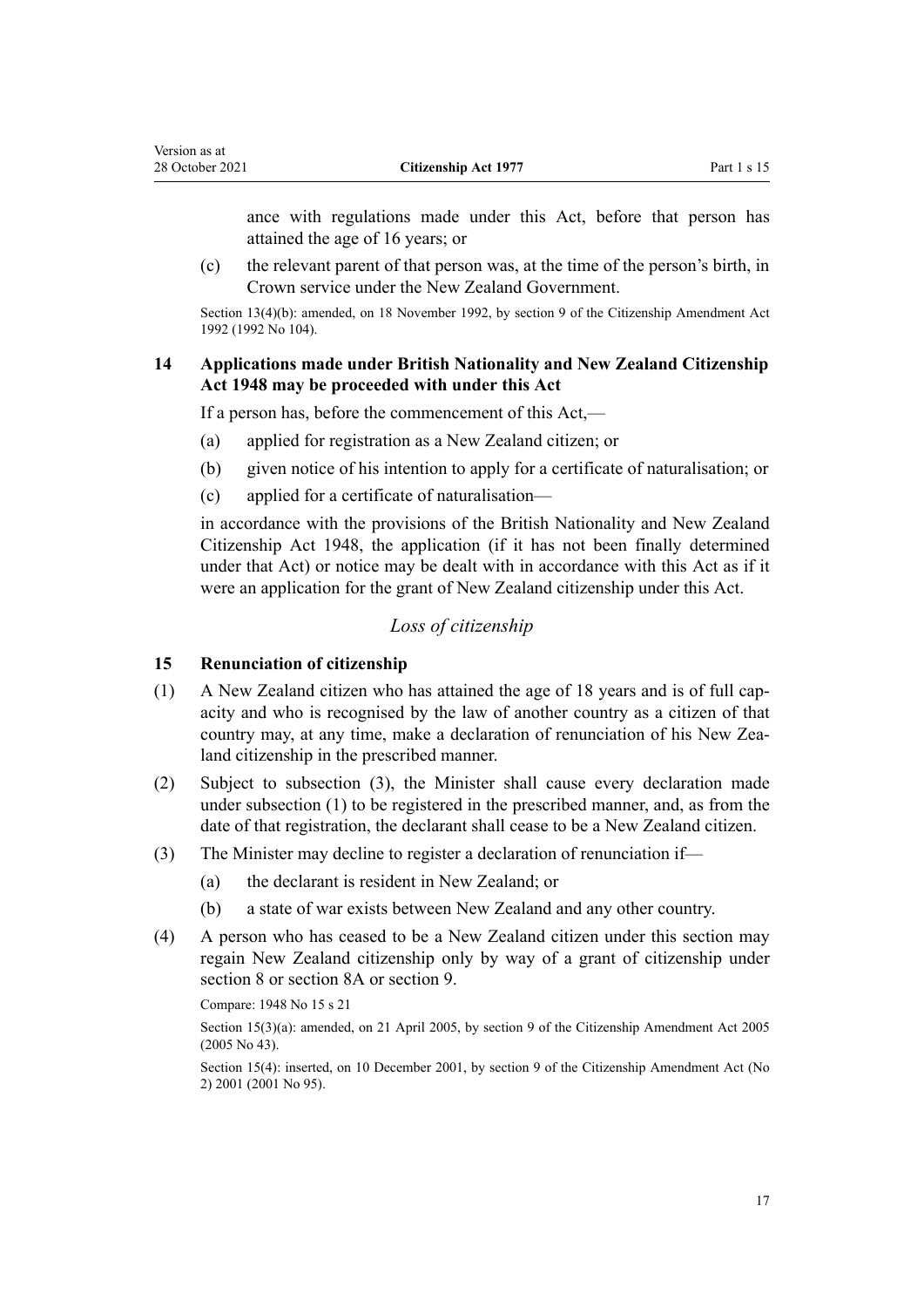ance with regulations made under this Act, before that person has attained the age of 16 years; or

(c) the relevant parent of that person was, at the time of the person's birth, in Crown service under the New Zealand Government.

Section 13(4)(b): amended, on 18 November 1992, by section 9 of the Citizenship Amendment Act 1992 (1992 No 104).

### 14 Applications made under British Nationality and New Zealand Citizenship Act 1948 may be proceeded with under this Act

If a person has, before the commencement of this Act,—

(a) applied for registration as a New Zealand citizen; or

(b) given notice of his intention to apply for a certificate of naturalisation; or

(c) applied for a certificate of naturalisation—

in accordance with the provisions of the British Nationality and New Zealand Citizenship Act 1948, the application (if it has not been finally determined under that Act) or notice may be dealt with in accordance with this Act as if it were an application for the grant of New Zealand citizenship under this Act.

## *Loss of citizenship*

### 15 Renunciation of citizenship

(1) A New Zealand citizen who has attained the age of 18 years and is of full capacity and who is recognised by the law of another country as a citizen of that country may, at any time, make a declaration of renunciation of his New Zealand citizenship in the prescribed manner.

(2) Subject to subsection (3), the Minister shall cause every declaration made under subsection (1) to be registered in the prescribed manner, and, as from the date of that registration, the declarant shall cease to be a New Zealand citizen.

(3) The Minister may decline to register a declaration of renunciation if—

(a) the declarant is resident in New Zealand; or

(b) a state of war exists between New Zealand and any other country.

(4) A person who has ceased to be a New Zealand citizen under this section may regain New Zealand citizenship only by way of a grant of citizenship under section 8 or section 8A or section 9.

Compare: 1948 No 15 s 21

Section 15(3)(a): amended, on 21 April 2005, by section 9 of the Citizenship Amendment Act 2005 (2005 No 43).

Section 15(4): inserted, on 10 December 2001, by section 9 of the Citizenship Amendment Act (No 2) 2001 (2001 No 95).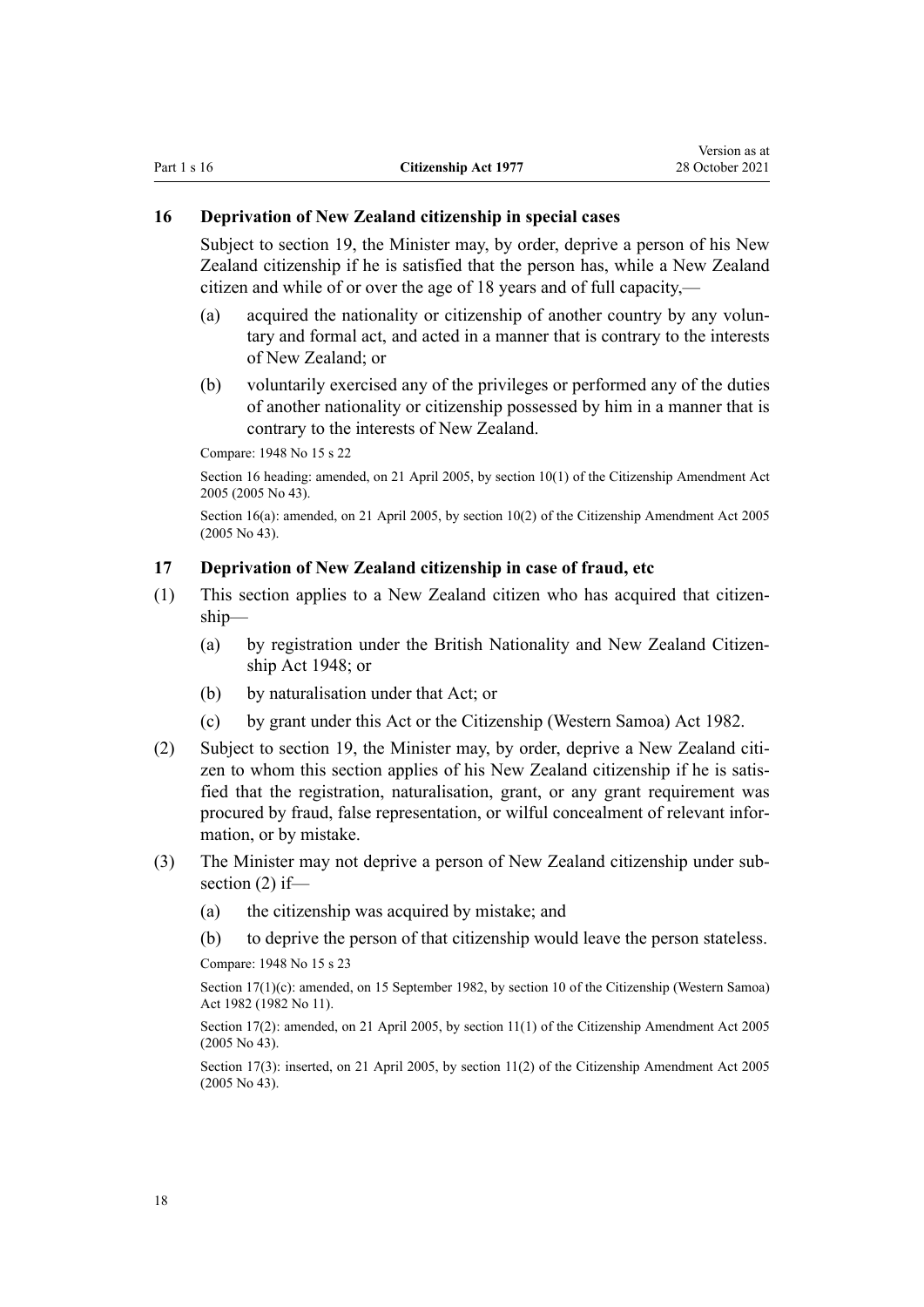## 16 Deprivation of New Zealand citizenship in special cases

Subject to section 19, the Minister may, by order, deprive a person of his New Zealand citizenship if he is satisfied that the person has, while a New Zealand citizen and while of or over the age of 18 years and of full capacity,—

- (a) acquired the nationality or citizenship of another country by any voluntary and formal act, and acted in a manner that is contrary to the interests of New Zealand; or
- (b) voluntarily exercised any of the privileges or performed any of the duties of another nationality or citizenship possessed by him in a manner that is contrary to the interests of New Zealand.

Compare: 1948 No 15 s 22

Section 16 heading: amended, on 21 April 2005, by section 10(1) of the Citizenship Amendment Act 2005 (2005 No 43).

Section 16(a): amended, on 21 April 2005, by section 10(2) of the Citizenship Amendment Act 2005 (2005 No 43).

## 17 Deprivation of New Zealand citizenship in case of fraud, etc

(1) This section applies to a New Zealand citizen who has acquired that citizenship—

- (a) by registration under the British Nationality and New Zealand Citizenship Act 1948; or
- (b) by naturalisation under that Act; or
- (c) by grant under this Act or the Citizenship (Western Samoa) Act 1982.

(2) Subject to section 19, the Minister may, by order, deprive a New Zealand citizen to whom this section applies of his New Zealand citizenship if he is satisfied that the registration, naturalisation, grant, or any grant requirement was procured by fraud, false representation, or wilful concealment of relevant information, or by mistake.

(3) The Minister may not deprive a person of New Zealand citizenship under subsection (2) if—

- (a) the citizenship was acquired by mistake; and
- (b) to deprive the person of that citizenship would leave the person stateless.

Compare: 1948 No 15 s 23

Section 17(1)(c): amended, on 15 September 1982, by section 10 of the Citizenship (Western Samoa) Act 1982 (1982 No 11).

Section 17(2): amended, on 21 April 2005, by section 11(1) of the Citizenship Amendment Act 2005 (2005 No 43).

Section 17(3): inserted, on 21 April 2005, by section 11(2) of the Citizenship Amendment Act 2005 (2005 No 43).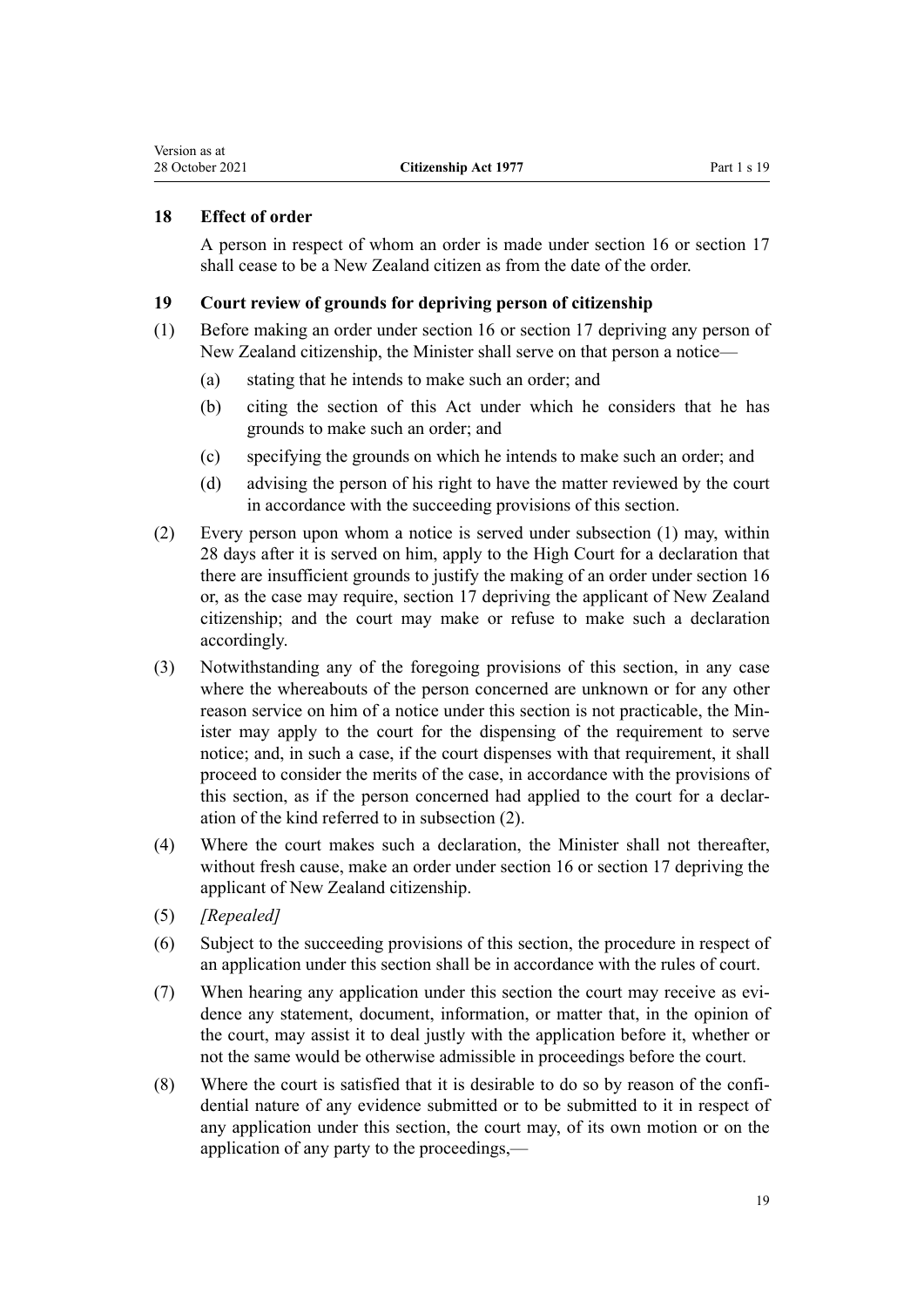### 18 Effect of order

A person in respect of whom an order is made under section 16 or section 17 shall cease to be a New Zealand citizen as from the date of the order.

### 19 Court review of grounds for depriving person of citizenship

(1) Before making an order under section 16 or section 17 depriving any person of New Zealand citizenship, the Minister shall serve on that person a notice—

 (a) stating that he intends to make such an order; and

 (b) citing the section of this Act under which he considers that he has grounds to make such an order; and

 (c) specifying the grounds on which he intends to make such an order; and

 (d) advising the person of his right to have the matter reviewed by the court in accordance with the succeeding provisions of this section.

(2) Every person upon whom a notice is served under subsection (1) may, within 28 days after it is served on him, apply to the High Court for a declaration that there are insufficient grounds to justify the making of an order under section 16 or, as the case may require, section 17 depriving the applicant of New Zealand citizenship; and the court may make or refuse to make such a declaration accordingly.

(3) Notwithstanding any of the foregoing provisions of this section, in any case where the whereabouts of the person concerned are unknown or for any other reason service on him of a notice under this section is not practicable, the Minister may apply to the court for the dispensing of the requirement to serve notice; and, in such a case, if the court dispenses with that requirement, it shall proceed to consider the merits of the case, in accordance with the provisions of this section, as if the person concerned had applied to the court for a declaration of the kind referred to in subsection (2).

(4) Where the court makes such a declaration, the Minister shall not thereafter, without fresh cause, make an order under section 16 or section 17 depriving the applicant of New Zealand citizenship.

(5) *[Repealed]*

(6) Subject to the succeeding provisions of this section, the procedure in respect of an application under this section shall be in accordance with the rules of court.

(7) When hearing any application under this section the court may receive as evidence any statement, document, information, or matter that, in the opinion of the court, may assist it to deal justly with the application before it, whether or not the same would be otherwise admissible in proceedings before the court.

(8) Where the court is satisfied that it is desirable to do so by reason of the confidential nature of any evidence submitted or to be submitted to it in respect of any application under this section, the court may, of its own motion or on the application of any party to the proceedings,—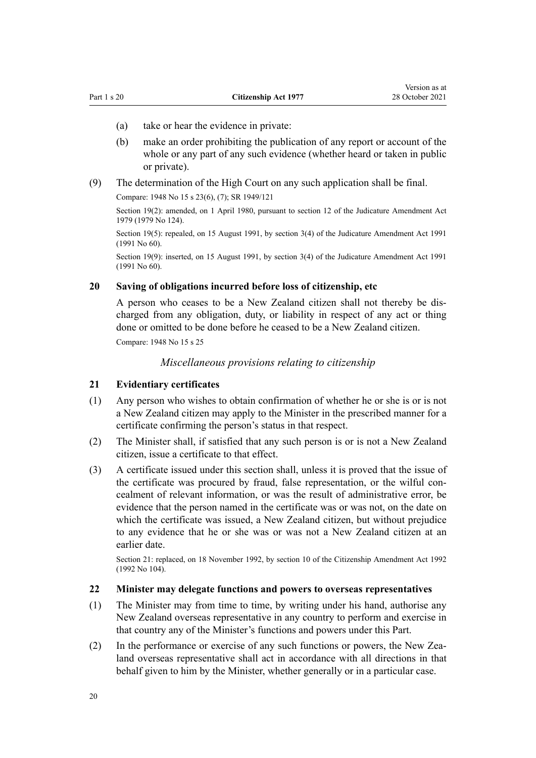(a) take or hear the evidence in private:

(b) make an order prohibiting the publication of any report or account of the whole or any part of any such evidence (whether heard or taken in public or private).

(9) The determination of the High Court on any such application shall be final.

Compare: 1948 No 15 s 23(6), (7); SR 1949/121

Section 19(2): amended, on 1 April 1980, pursuant to section 12 of the Judicature Amendment Act 1979 (1979 No 124).

Section 19(5): repealed, on 15 August 1991, by section 3(4) of the Judicature Amendment Act 1991 (1991 No 60).

Section 19(9): inserted, on 15 August 1991, by section 3(4) of the Judicature Amendment Act 1991 (1991 No 60).

### 20 Saving of obligations incurred before loss of citizenship, etc

A person who ceases to be a New Zealand citizen shall not thereby be discharged from any obligation, duty, or liability in respect of any act or thing done or omitted to be done before he ceased to be a New Zealand citizen.

Compare: 1948 No 15 s 25

*Miscellaneous provisions relating to citizenship*

### 21 Evidentiary certificates

(1) Any person who wishes to obtain confirmation of whether he or she is or is not a New Zealand citizen may apply to the Minister in the prescribed manner for a certificate confirming the person's status in that respect.

(2) The Minister shall, if satisfied that any such person is or is not a New Zealand citizen, issue a certificate to that effect.

(3) A certificate issued under this section shall, unless it is proved that the issue of the certificate was procured by fraud, false representation, or the wilful concealment of relevant information, or was the result of administrative error, be evidence that the person named in the certificate was or was not, on the date on which the certificate was issued, a New Zealand citizen, but without prejudice to any evidence that he or she was or was not a New Zealand citizen at an earlier date.

Section 21: replaced, on 18 November 1992, by section 10 of the Citizenship Amendment Act 1992 (1992 No 104).

### 22 Minister may delegate functions and powers to overseas representatives

(1) The Minister may from time to time, by writing under his hand, authorise any New Zealand overseas representative in any country to perform and exercise in that country any of the Minister's functions and powers under this Part.

(2) In the performance or exercise of any such functions or powers, the New Zealand overseas representative shall act in accordance with all directions in that behalf given to him by the Minister, whether generally or in a particular case.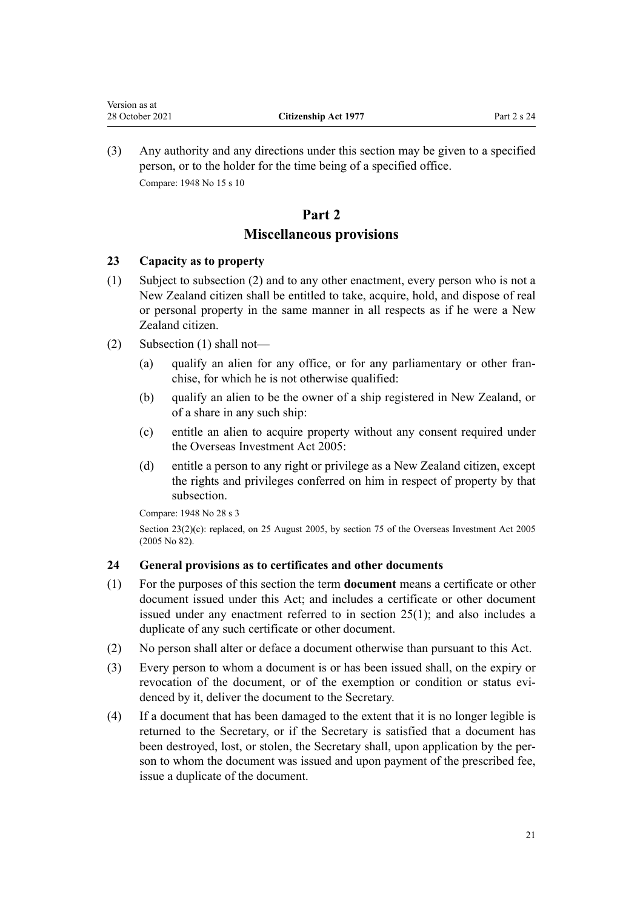(3) Any authority and any directions under this section may be given to a specified person, or to the holder for the time being of a specified office.

Compare: 1948 No 15 s 10

# Part 2
# Miscellaneous provisions

### 23 Capacity as to property

(1) Subject to subsection (2) and to any other enactment, every person who is not a New Zealand citizen shall be entitled to take, acquire, hold, and dispose of real or personal property in the same manner in all respects as if he were a New Zealand citizen.

(2) Subsection (1) shall not—

  (a) qualify an alien for any office, or for any parliamentary or other franchise, for which he is not otherwise qualified:

  (b) qualify an alien to be the owner of a ship registered in New Zealand, or of a share in any such ship:

  (c) entitle an alien to acquire property without any consent required under the Overseas Investment Act 2005:

  (d) entitle a person to any right or privilege as a New Zealand citizen, except the rights and privileges conferred on him in respect of property by that subsection.

Compare: 1948 No 28 s 3

Section 23(2)(c): replaced, on 25 August 2005, by section 75 of the Overseas Investment Act 2005 (2005 No 82).

### 24 General provisions as to certificates and other documents

(1) For the purposes of this section the term **document** means a certificate or other document issued under this Act; and includes a certificate or other document issued under any enactment referred to in section 25(1); and also includes a duplicate of any such certificate or other document.

(2) No person shall alter or deface a document otherwise than pursuant to this Act.

(3) Every person to whom a document is or has been issued shall, on the expiry or revocation of the document, or of the exemption or condition or status evidenced by it, deliver the document to the Secretary.

(4) If a document that has been damaged to the extent that it is no longer legible is returned to the Secretary, or if the Secretary is satisfied that a document has been destroyed, lost, or stolen, the Secretary shall, upon application by the person to whom the document was issued and upon payment of the prescribed fee, issue a duplicate of the document.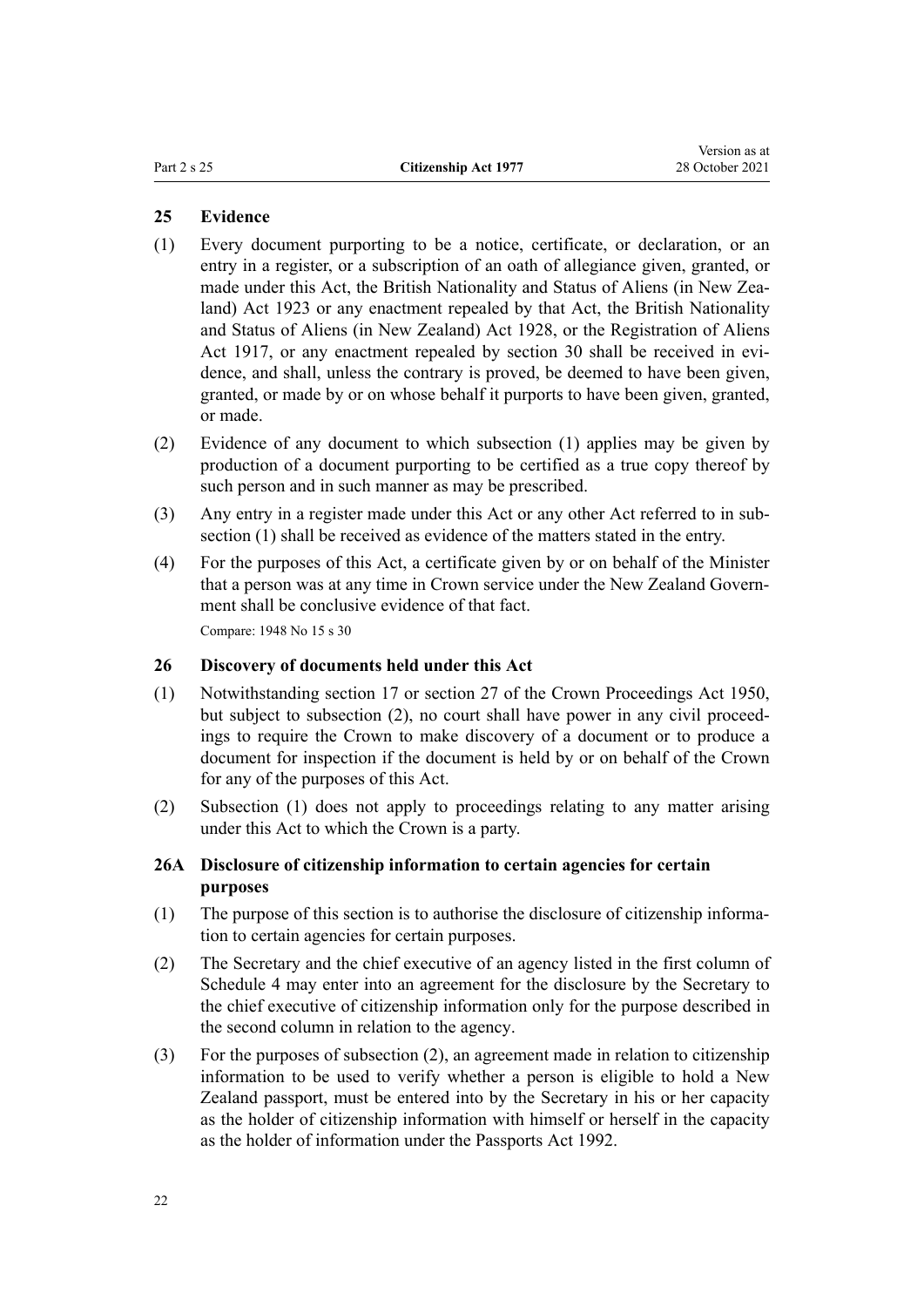## 25 Evidence

(1) Every document purporting to be a notice, certificate, or declaration, or an entry in a register, or a subscription of an oath of allegiance given, granted, or made under this Act, the British Nationality and Status of Aliens (in New Zealand) Act 1923 or any enactment repealed by that Act, the British Nationality and Status of Aliens (in New Zealand) Act 1928, or the Registration of Aliens Act 1917, or any enactment repealed by section 30 shall be received in evidence, and shall, unless the contrary is proved, be deemed to have been given, granted, or made by or on whose behalf it purports to have been given, granted, or made.

(2) Evidence of any document to which subsection (1) applies may be given by production of a document purporting to be certified as a true copy thereof by such person and in such manner as may be prescribed.

(3) Any entry in a register made under this Act or any other Act referred to in subsection (1) shall be received as evidence of the matters stated in the entry.

(4) For the purposes of this Act, a certificate given by or on behalf of the Minister that a person was at any time in Crown service under the New Zealand Government shall be conclusive evidence of that fact.

Compare: 1948 No 15 s 30

## 26 Discovery of documents held under this Act

(1) Notwithstanding section 17 or section 27 of the Crown Proceedings Act 1950, but subject to subsection (2), no court shall have power in any civil proceedings to require the Crown to make discovery of a document or to produce a document for inspection if the document is held by or on behalf of the Crown for any of the purposes of this Act.

(2) Subsection (1) does not apply to proceedings relating to any matter arising under this Act to which the Crown is a party.

## 26A Disclosure of citizenship information to certain agencies for certain purposes

(1) The purpose of this section is to authorise the disclosure of citizenship information to certain agencies for certain purposes.

(2) The Secretary and the chief executive of an agency listed in the first column of Schedule 4 may enter into an agreement for the disclosure by the Secretary to the chief executive of citizenship information only for the purpose described in the second column in relation to the agency.

(3) For the purposes of subsection (2), an agreement made in relation to citizenship information to be used to verify whether a person is eligible to hold a New Zealand passport, must be entered into by the Secretary in his or her capacity as the holder of citizenship information with himself or herself in the capacity as the holder of information under the Passports Act 1992.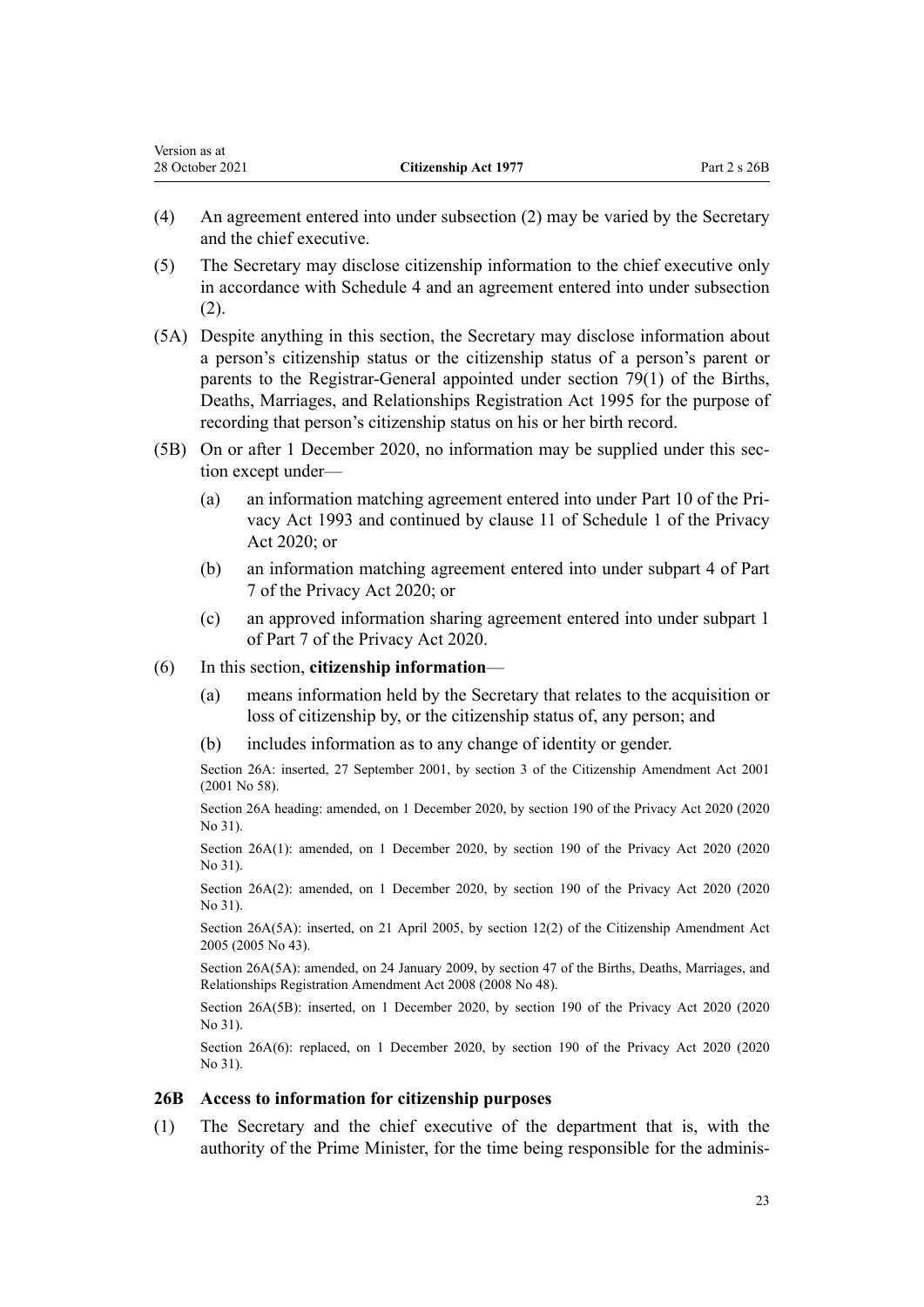(4) An agreement entered into under subsection (2) may be varied by the Secretary and the chief executive.

(5) The Secretary may disclose citizenship information to the chief executive only in accordance with Schedule 4 and an agreement entered into under subsection (2).

(5A) Despite anything in this section, the Secretary may disclose information about a person's citizenship status or the citizenship status of a person's parent or parents to the Registrar-General appointed under section 79(1) of the Births, Deaths, Marriages, and Relationships Registration Act 1995 for the purpose of recording that person's citizenship status on his or her birth record.

(5B) On or after 1 December 2020, no information may be supplied under this section except under—

(a) an information matching agreement entered into under Part 10 of the Privacy Act 1993 and continued by clause 11 of Schedule 1 of the Privacy Act 2020; or

(b) an information matching agreement entered into under subpart 4 of Part 7 of the Privacy Act 2020; or

(c) an approved information sharing agreement entered into under subpart 1 of Part 7 of the Privacy Act 2020.

(6) In this section, **citizenship information**—

(a) means information held by the Secretary that relates to the acquisition or loss of citizenship by, or the citizenship status of, any person; and

(b) includes information as to any change of identity or gender.

Section 26A: inserted, 27 September 2001, by section 3 of the Citizenship Amendment Act 2001 (2001 No 58).

Section 26A heading: amended, on 1 December 2020, by section 190 of the Privacy Act 2020 (2020 No 31).

Section 26A(1): amended, on 1 December 2020, by section 190 of the Privacy Act 2020 (2020 No 31).

Section 26A(2): amended, on 1 December 2020, by section 190 of the Privacy Act 2020 (2020 No 31).

Section 26A(5A): inserted, on 21 April 2005, by section 12(2) of the Citizenship Amendment Act 2005 (2005 No 43).

Section 26A(5A): amended, on 24 January 2009, by section 47 of the Births, Deaths, Marriages, and Relationships Registration Amendment Act 2008 (2008 No 48).

Section 26A(5B): inserted, on 1 December 2020, by section 190 of the Privacy Act 2020 (2020 No 31).

Section 26A(6): replaced, on 1 December 2020, by section 190 of the Privacy Act 2020 (2020 No 31).

### 26B Access to information for citizenship purposes

(1) The Secretary and the chief executive of the department that is, with the authority of the Prime Minister, for the time being responsible for the adminis-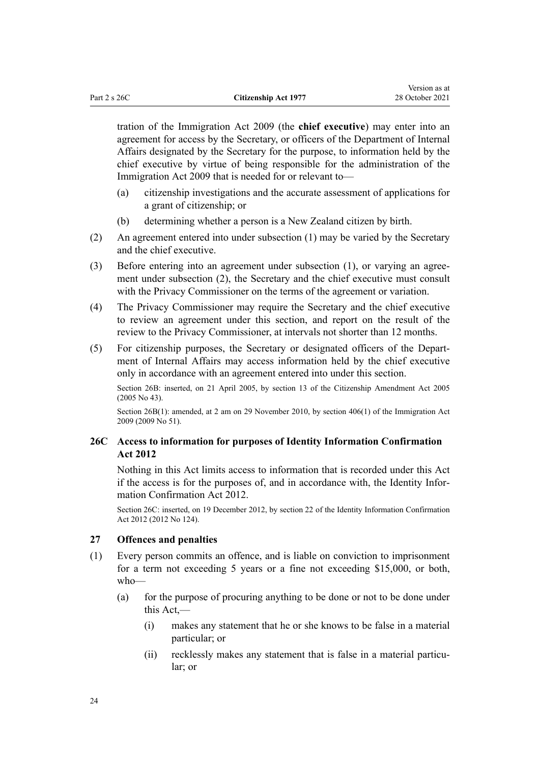tration of the Immigration Act 2009 (the **chief executive**) may enter into an agreement for access by the Secretary, or officers of the Department of Internal Affairs designated by the Secretary for the purpose, to information held by the chief executive by virtue of being responsible for the administration of the Immigration Act 2009 that is needed for or relevant to—

(a) citizenship investigations and the accurate assessment of applications for a grant of citizenship; or

(b) determining whether a person is a New Zealand citizen by birth.

(2) An agreement entered into under subsection (1) may be varied by the Secretary and the chief executive.

(3) Before entering into an agreement under subsection (1), or varying an agreement under subsection (2), the Secretary and the chief executive must consult with the Privacy Commissioner on the terms of the agreement or variation.

(4) The Privacy Commissioner may require the Secretary and the chief executive to review an agreement under this section, and report on the result of the review to the Privacy Commissioner, at intervals not shorter than 12 months.

(5) For citizenship purposes, the Secretary or designated officers of the Department of Internal Affairs may access information held by the chief executive only in accordance with an agreement entered into under this section.

Section 26B: inserted, on 21 April 2005, by section 13 of the Citizenship Amendment Act 2005 (2005 No 43).

Section 26B(1): amended, at 2 am on 29 November 2010, by section 406(1) of the Immigration Act 2009 (2009 No 51).

### 26C Access to information for purposes of Identity Information Confirmation Act 2012

Nothing in this Act limits access to information that is recorded under this Act if the access is for the purposes of, and in accordance with, the Identity Information Confirmation Act 2012.

Section 26C: inserted, on 19 December 2012, by section 22 of the Identity Information Confirmation Act 2012 (2012 No 124).

### 27 Offences and penalties

(1) Every person commits an offence, and is liable on conviction to imprisonment for a term not exceeding 5 years or a fine not exceeding $15,000, or both, who—

(a) for the purpose of procuring anything to be done or not to be done under this Act,—

(i) makes any statement that he or she knows to be false in a material particular; or

(ii) recklessly makes any statement that is false in a material particular; or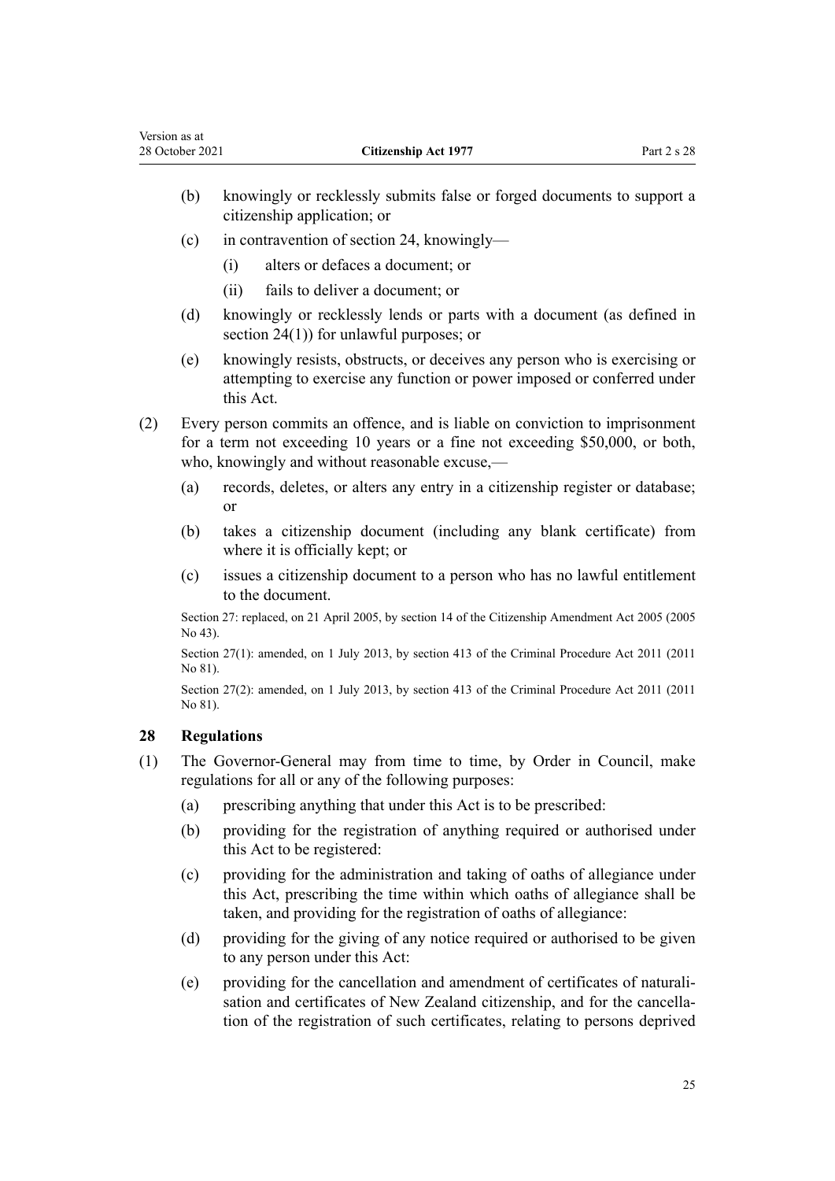(b) knowingly or recklessly submits false or forged documents to support a citizenship application; or

(c) in contravention of section 24, knowingly—

(i) alters or defaces a document; or

(ii) fails to deliver a document; or

(d) knowingly or recklessly lends or parts with a document (as defined in section 24(1)) for unlawful purposes; or

(e) knowingly resists, obstructs, or deceives any person who is exercising or attempting to exercise any function or power imposed or conferred under this Act.

(2) Every person commits an offence, and is liable on conviction to imprisonment for a term not exceeding 10 years or a fine not exceeding $50,000, or both, who, knowingly and without reasonable excuse,—

(a) records, deletes, or alters any entry in a citizenship register or database; or

(b) takes a citizenship document (including any blank certificate) from where it is officially kept; or

(c) issues a citizenship document to a person who has no lawful entitlement to the document.

Section 27: replaced, on 21 April 2005, by section 14 of the Citizenship Amendment Act 2005 (2005 No 43).

Section 27(1): amended, on 1 July 2013, by section 413 of the Criminal Procedure Act 2011 (2011 No 81).

Section 27(2): amended, on 1 July 2013, by section 413 of the Criminal Procedure Act 2011 (2011 No 81).

### 28 Regulations

(1) The Governor-General may from time to time, by Order in Council, make regulations for all or any of the following purposes:

(a) prescribing anything that under this Act is to be prescribed:

(b) providing for the registration of anything required or authorised under this Act to be registered:

(c) providing for the administration and taking of oaths of allegiance under this Act, prescribing the time within which oaths of allegiance shall be taken, and providing for the registration of oaths of allegiance:

(d) providing for the giving of any notice required or authorised to be given to any person under this Act:

(e) providing for the cancellation and amendment of certificates of naturalisation and certificates of New Zealand citizenship, and for the cancellation of the registration of such certificates, relating to persons deprived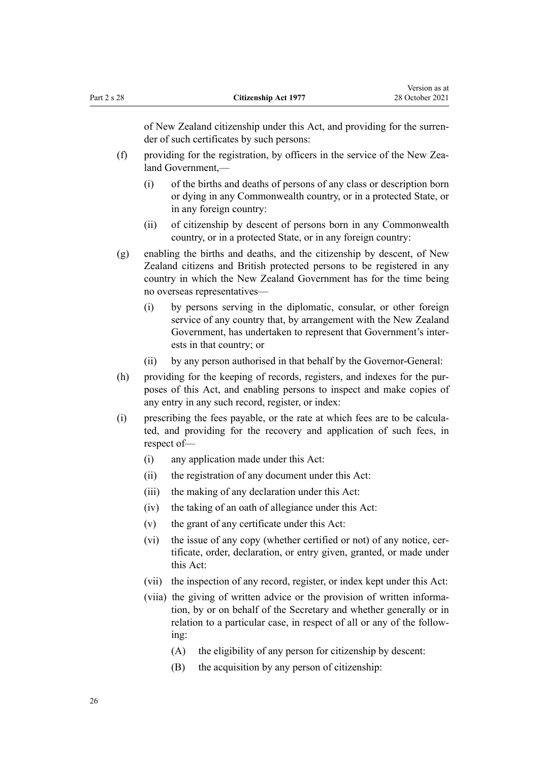of New Zealand citizenship under this Act, and providing for the surrender of such certificates by such persons:

(f) providing for the registration, by officers in the service of the New Zealand Government,—

  (i) of the births and deaths of persons of any class or description born or dying in any Commonwealth country, or in a protected State, or in any foreign country:

  (ii) of citizenship by descent of persons born in any Commonwealth country, or in a protected State, or in any foreign country:

(g) enabling the births and deaths, and the citizenship by descent, of New Zealand citizens and British protected persons to be registered in any country in which the New Zealand Government has for the time being no overseas representatives—

  (i) by persons serving in the diplomatic, consular, or other foreign service of any country that, by arrangement with the New Zealand Government, has undertaken to represent that Government's interests in that country; or

  (ii) by any person authorised in that behalf by the Governor-General:

(h) providing for the keeping of records, registers, and indexes for the purposes of this Act, and enabling persons to inspect and make copies of any entry in any such record, register, or index:

(i) prescribing the fees payable, or the rate at which fees are to be calculated, and providing for the recovery and application of such fees, in respect of—

  (i) any application made under this Act:

  (ii) the registration of any document under this Act:

  (iii) the making of any declaration under this Act:

  (iv) the taking of an oath of allegiance under this Act:

  (v) the grant of any certificate under this Act:

  (vi) the issue of any copy (whether certified or not) of any notice, certificate, order, declaration, or entry given, granted, or made under this Act:

  (vii) the inspection of any record, register, or index kept under this Act:

  (viia) the giving of written advice or the provision of written information, by or on behalf of the Secretary and whether generally or in relation to a particular case, in respect of all or any of the following:

    (A) the eligibility of any person for citizenship by descent:

    (B) the acquisition by any person of citizenship: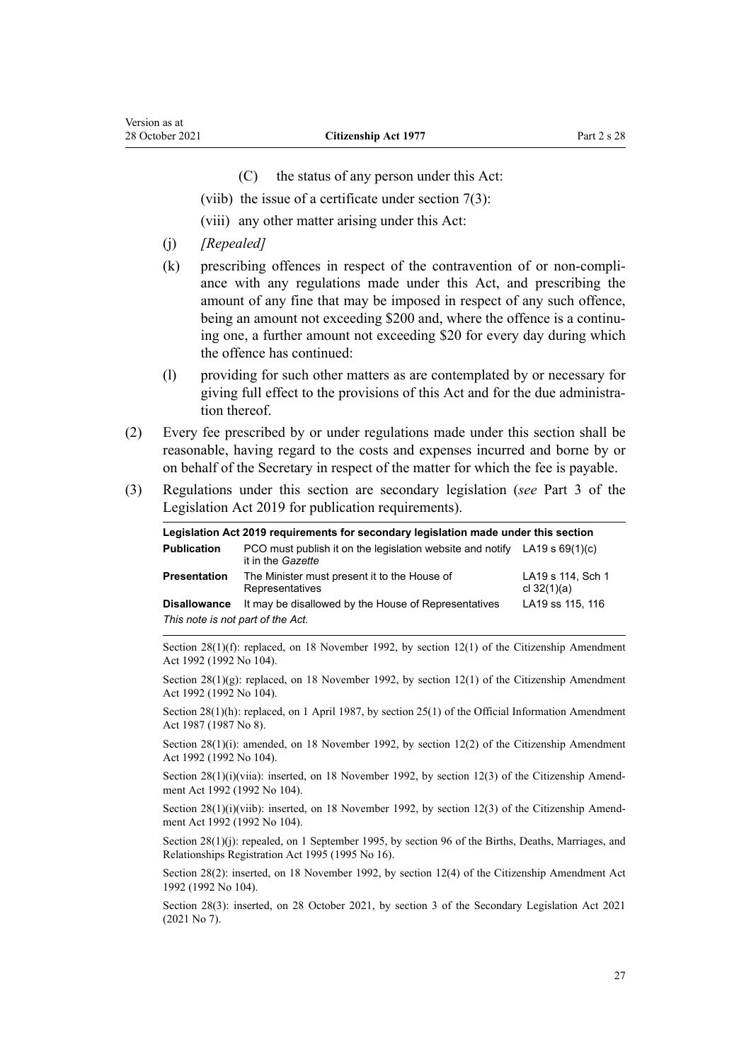(C) the status of any person under this Act:

(viib) the issue of a certificate under section 7(3):

(viii) any other matter arising under this Act:

(j) *[Repealed]*

(k) prescribing offences in respect of the contravention of or non-compliance with any regulations made under this Act, and prescribing the amount of any fine that may be imposed in respect of any such offence, being an amount not exceeding $200 and, where the offence is a continuing one, a further amount not exceeding $20 for every day during which the offence has continued:

(l) providing for such other matters as are contemplated by or necessary for giving full effect to the provisions of this Act and for the due administration thereof.

(2) Every fee prescribed by or under regulations made under this section shall be reasonable, having regard to the costs and expenses incurred and borne by or on behalf of the Secretary in respect of the matter for which the fee is payable.

(3) Regulations under this section are secondary legislation (*see* Part 3 of the Legislation Act 2019 for publication requirements).

| **Legislation Act 2019 requirements for secondary legislation made under this section** | | |
|---|---|---|
| **Publication** | PCO must publish it on the legislation website and notify it in the *Gazette* | LA19 s 69(1)(c) |
| **Presentation** | The Minister must present it to the House of Representatives | LA19 s 114, Sch 1 cl 32(1)(a) |
| **Disallowance** | It may be disallowed by the House of Representatives | LA19 ss 115, 116 |
| *This note is not part of the Act.* | | |

Section 28(1)(f): replaced, on 18 November 1992, by section 12(1) of the Citizenship Amendment Act 1992 (1992 No 104).

Section 28(1)(g): replaced, on 18 November 1992, by section 12(1) of the Citizenship Amendment Act 1992 (1992 No 104).

Section 28(1)(h): replaced, on 1 April 1987, by section 25(1) of the Official Information Amendment Act 1987 (1987 No 8).

Section 28(1)(i): amended, on 18 November 1992, by section 12(2) of the Citizenship Amendment Act 1992 (1992 No 104).

Section 28(1)(i)(viia): inserted, on 18 November 1992, by section 12(3) of the Citizenship Amendment Act 1992 (1992 No 104).

Section 28(1)(i)(viib): inserted, on 18 November 1992, by section 12(3) of the Citizenship Amendment Act 1992 (1992 No 104).

Section 28(1)(j): repealed, on 1 September 1995, by section 96 of the Births, Deaths, Marriages, and Relationships Registration Act 1995 (1995 No 16).

Section 28(2): inserted, on 18 November 1992, by section 12(4) of the Citizenship Amendment Act 1992 (1992 No 104).

Section 28(3): inserted, on 28 October 2021, by section 3 of the Secondary Legislation Act 2021 (2021 No 7).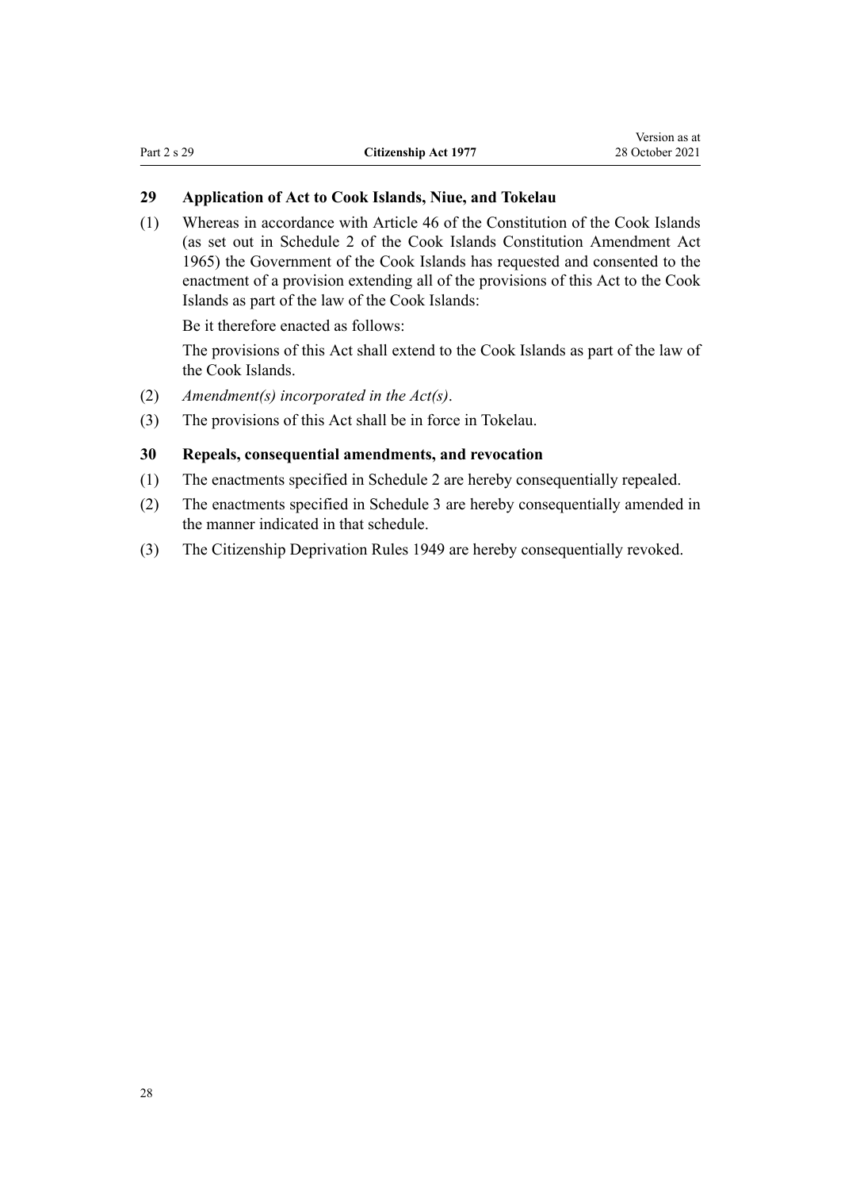### 29 Application of Act to Cook Islands, Niue, and Tokelau

(1) Whereas in accordance with Article 46 of the Constitution of the Cook Islands (as set out in Schedule 2 of the Cook Islands Constitution Amendment Act 1965) the Government of the Cook Islands has requested and consented to the enactment of a provision extending all of the provisions of this Act to the Cook Islands as part of the law of the Cook Islands:

Be it therefore enacted as follows:

The provisions of this Act shall extend to the Cook Islands as part of the law of the Cook Islands.

(2) *Amendment(s) incorporated in the Act(s)*.

(3) The provisions of this Act shall be in force in Tokelau.

### 30 Repeals, consequential amendments, and revocation

(1) The enactments specified in Schedule 2 are hereby consequentially repealed.

(2) The enactments specified in Schedule 3 are hereby consequentially amended in the manner indicated in that schedule.

(3) The Citizenship Deprivation Rules 1949 are hereby consequentially revoked.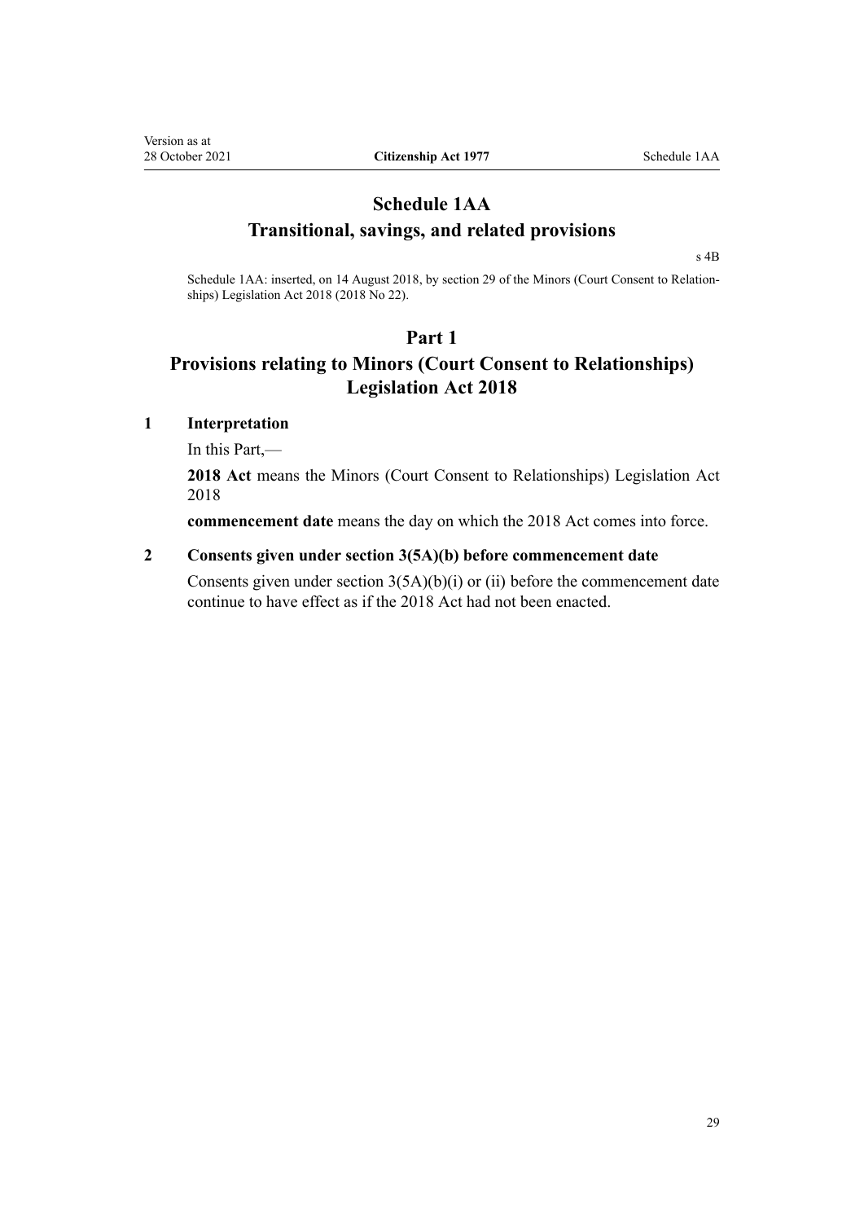# Schedule 1AA
# Transitional, savings, and related provisions

s 4B

Schedule 1AA: inserted, on 14 August 2018, by section 29 of the Minors (Court Consent to Relationships) Legislation Act 2018 (2018 No 22).

## Part 1
## Provisions relating to Minors (Court Consent to Relationships) Legislation Act 2018

### 1 Interpretation

In this Part,—

**2018 Act** means the Minors (Court Consent to Relationships) Legislation Act 2018

**commencement date** means the day on which the 2018 Act comes into force.

### 2 Consents given under section 3(5A)(b) before commencement date

Consents given under section 3(5A)(b)(i) or (ii) before the commencement date continue to have effect as if the 2018 Act had not been enacted.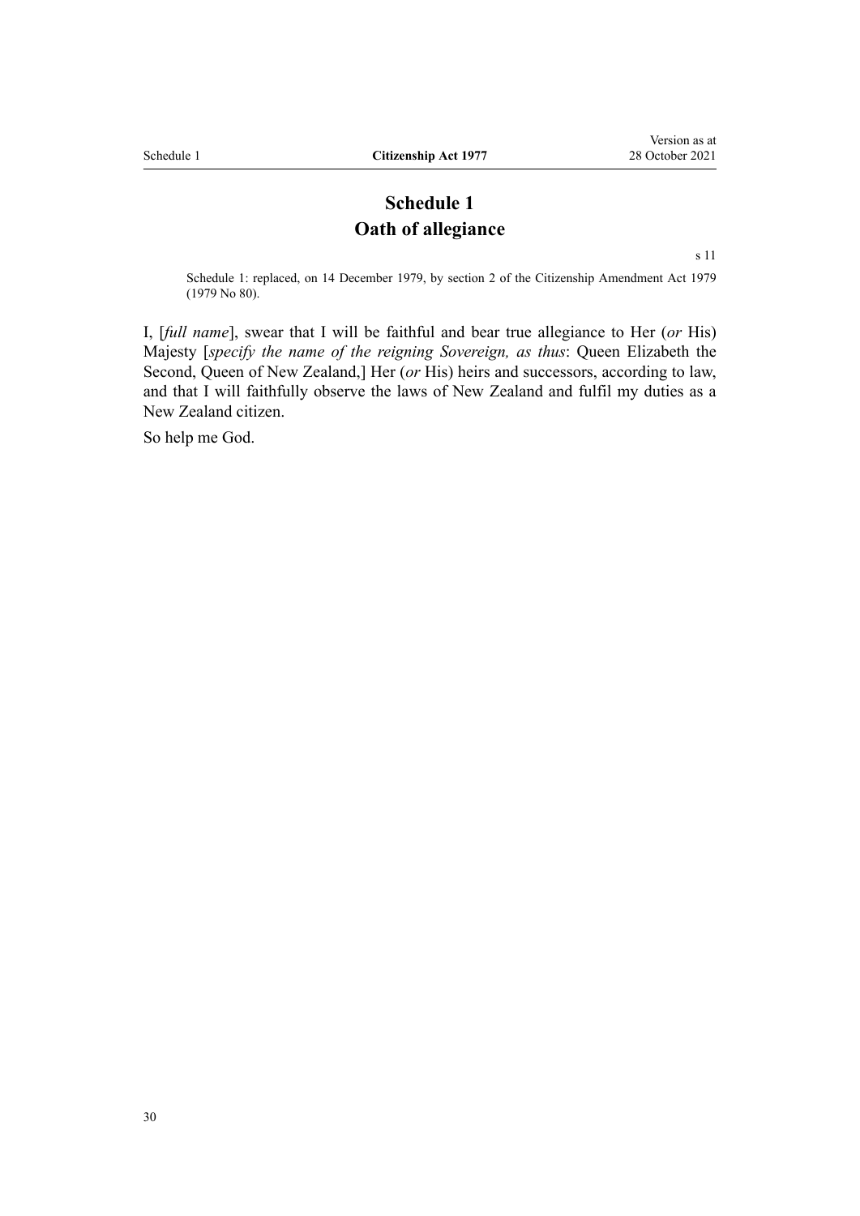# Schedule 1
# Oath of allegiance

s 11

Schedule 1: replaced, on 14 December 1979, by section 2 of the Citizenship Amendment Act 1979 (1979 No 80).

I, [*full name*], swear that I will be faithful and bear true allegiance to Her (*or* His) Majesty [*specify the name of the reigning Sovereign, as thus*: Queen Elizabeth the Second, Queen of New Zealand,] Her (*or* His) heirs and successors, according to law, and that I will faithfully observe the laws of New Zealand and fulfil my duties as a New Zealand citizen.

So help me God.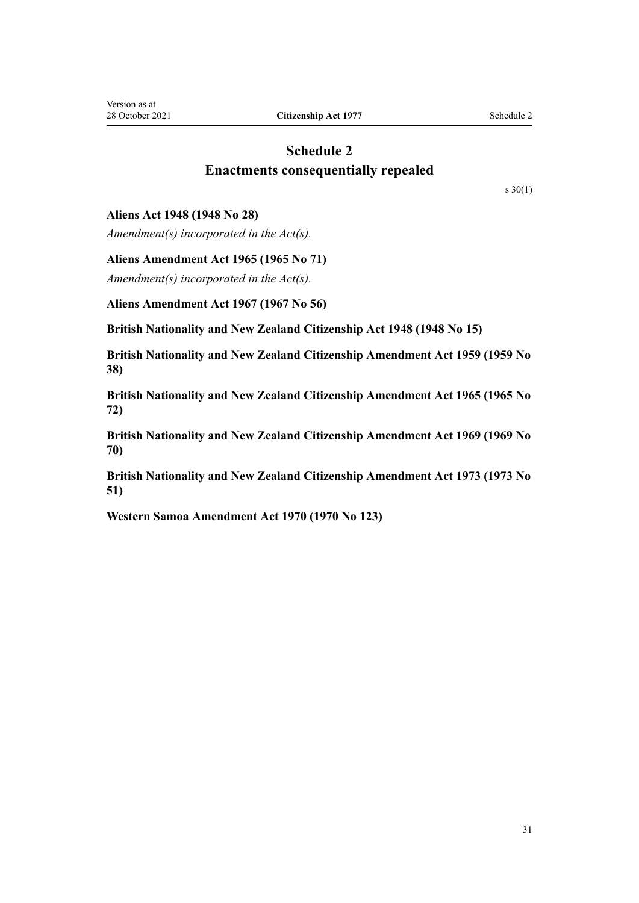# Schedule 2
## Enactments consequentially repealed

s 30(1)

**Aliens Act 1948 (1948 No 28)**

*Amendment(s) incorporated in the Act(s).*

**Aliens Amendment Act 1965 (1965 No 71)**

*Amendment(s) incorporated in the Act(s).*

**Aliens Amendment Act 1967 (1967 No 56)**

**British Nationality and New Zealand Citizenship Act 1948 (1948 No 15)**

**British Nationality and New Zealand Citizenship Amendment Act 1959 (1959 No 38)**

**British Nationality and New Zealand Citizenship Amendment Act 1965 (1965 No 72)**

**British Nationality and New Zealand Citizenship Amendment Act 1969 (1969 No 70)**

**British Nationality and New Zealand Citizenship Amendment Act 1973 (1973 No 51)**

**Western Samoa Amendment Act 1970 (1970 No 123)**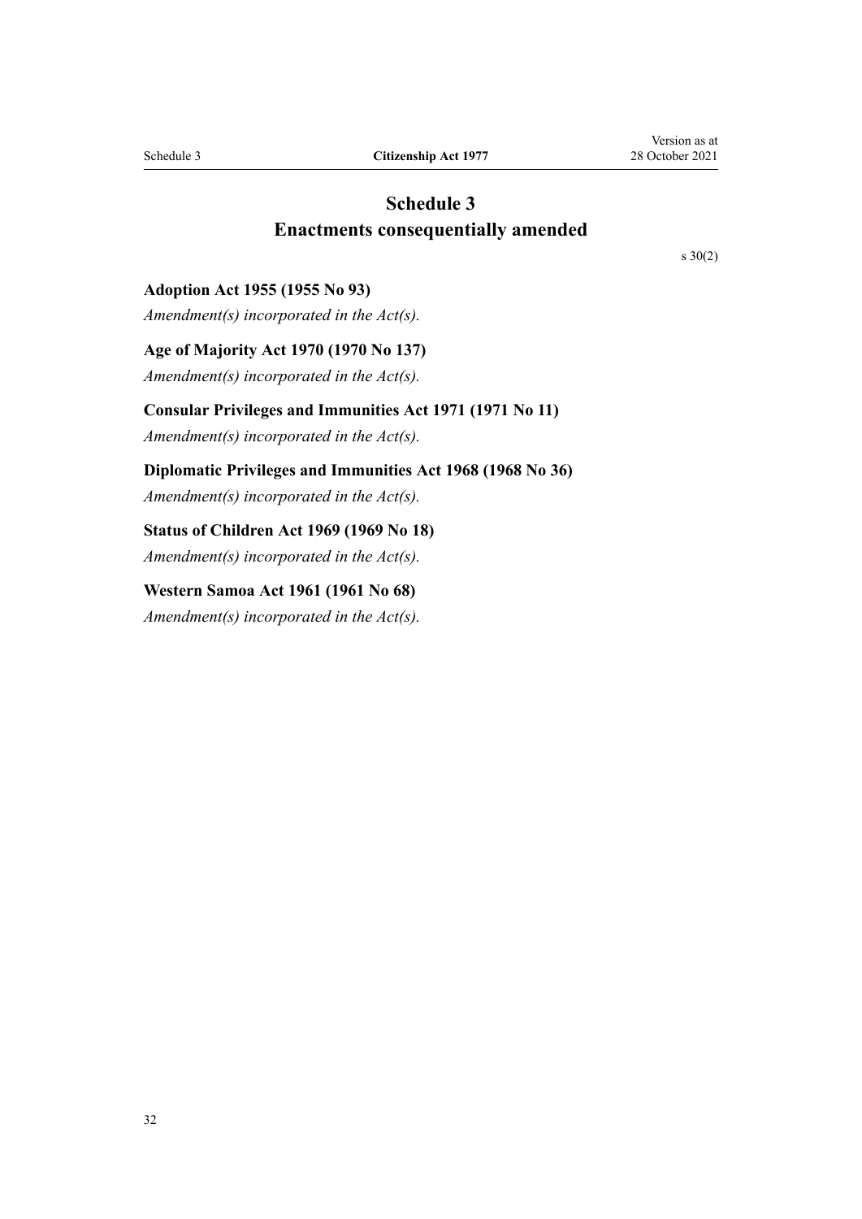# Schedule 3
## Enactments consequentially amended

s 30(2)

**Adoption Act 1955 (1955 No 93)**

*Amendment(s) incorporated in the Act(s).*

**Age of Majority Act 1970 (1970 No 137)**

*Amendment(s) incorporated in the Act(s).*

**Consular Privileges and Immunities Act 1971 (1971 No 11)**

*Amendment(s) incorporated in the Act(s).*

**Diplomatic Privileges and Immunities Act 1968 (1968 No 36)**

*Amendment(s) incorporated in the Act(s).*

**Status of Children Act 1969 (1969 No 18)**

*Amendment(s) incorporated in the Act(s).*

**Western Samoa Act 1961 (1961 No 68)**

*Amendment(s) incorporated in the Act(s).*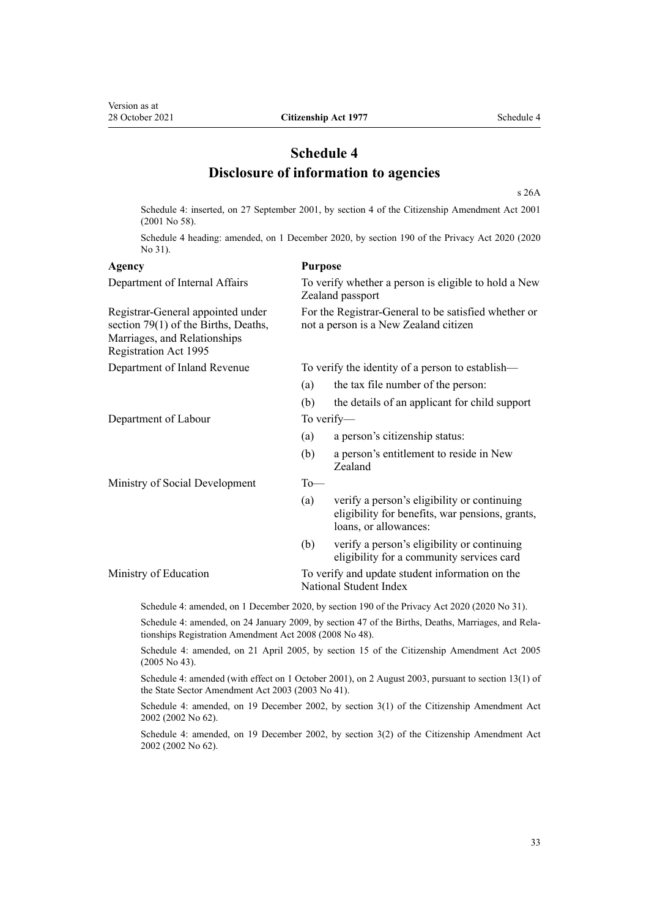# Schedule 4
## Disclosure of information to agencies

s 26A

Schedule 4: inserted, on 27 September 2001, by section 4 of the Citizenship Amendment Act 2001 (2001 No 58).

Schedule 4 heading: amended, on 1 December 2020, by section 190 of the Privacy Act 2020 (2020 No 31).

| Agency | Purpose |
|---|---|
| Department of Internal Affairs | To verify whether a person is eligible to hold a New Zealand passport |
| Registrar-General appointed under section 79(1) of the Births, Deaths, Marriages, and Relationships Registration Act 1995 | For the Registrar-General to be satisfied whether or not a person is a New Zealand citizen |
| Department of Inland Revenue | To verify the identity of a person to establish— (a) the tax file number of the person: (b) the details of an applicant for child support |
| Department of Labour | To verify— (a) a person's citizenship status: (b) a person's entitlement to reside in New Zealand |
| Ministry of Social Development | To— (a) verify a person's eligibility or continuing eligibility for benefits, war pensions, grants, loans, or allowances: (b) verify a person's eligibility or continuing eligibility for a community services card |
| Ministry of Education | To verify and update student information on the National Student Index |

Schedule 4: amended, on 1 December 2020, by section 190 of the Privacy Act 2020 (2020 No 31).

Schedule 4: amended, on 24 January 2009, by section 47 of the Births, Deaths, Marriages, and Relationships Registration Amendment Act 2008 (2008 No 48).

Schedule 4: amended, on 21 April 2005, by section 15 of the Citizenship Amendment Act 2005 (2005 No 43).

Schedule 4: amended (with effect on 1 October 2001), on 2 August 2003, pursuant to section 13(1) of the State Sector Amendment Act 2003 (2003 No 41).

Schedule 4: amended, on 19 December 2002, by section 3(1) of the Citizenship Amendment Act 2002 (2002 No 62).

Schedule 4: amended, on 19 December 2002, by section 3(2) of the Citizenship Amendment Act 2002 (2002 No 62).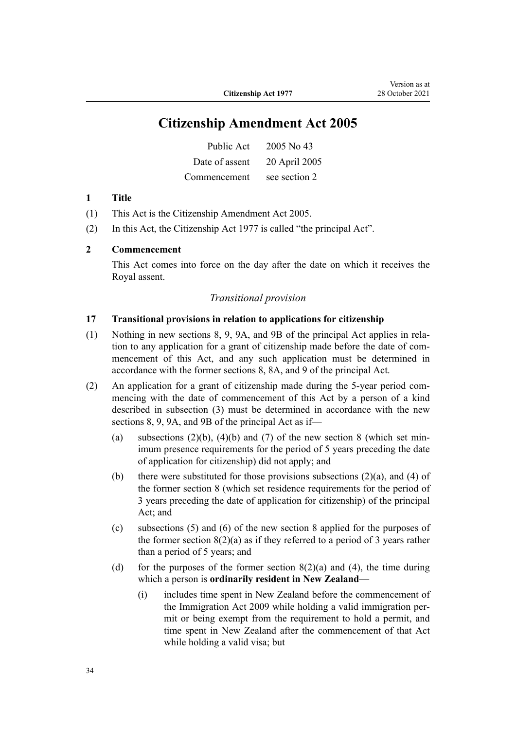# Citizenship Amendment Act 2005

| | |
|---|---|
| Public Act | 2005 No 43 |
| Date of assent | 20 April 2005 |
| Commencement | see section 2 |

**1 Title**

(1) This Act is the Citizenship Amendment Act 2005.

(2) In this Act, the Citizenship Act 1977 is called "the principal Act".

**2 Commencement**

This Act comes into force on the day after the date on which it receives the Royal assent.

*Transitional provision*

**17 Transitional provisions in relation to applications for citizenship**

(1) Nothing in new sections 8, 9, 9A, and 9B of the principal Act applies in relation to any application for a grant of citizenship made before the date of commencement of this Act, and any such application must be determined in accordance with the former sections 8, 8A, and 9 of the principal Act.

(2) An application for a grant of citizenship made during the 5-year period commencing with the date of commencement of this Act by a person of a kind described in subsection (3) must be determined in accordance with the new sections 8, 9, 9A, and 9B of the principal Act as if—

(a) subsections (2)(b), (4)(b) and (7) of the new section 8 (which set minimum presence requirements for the period of 5 years preceding the date of application for citizenship) did not apply; and

(b) there were substituted for those provisions subsections (2)(a), and (4) of the former section 8 (which set residence requirements for the period of 3 years preceding the date of application for citizenship) of the principal Act; and

(c) subsections (5) and (6) of the new section 8 applied for the purposes of the former section 8(2)(a) as if they referred to a period of 3 years rather than a period of 5 years; and

(d) for the purposes of the former section 8(2)(a) and (4), the time during which a person is **ordinarily resident in New Zealand—**

(i) includes time spent in New Zealand before the commencement of the Immigration Act 2009 while holding a valid immigration permit or being exempt from the requirement to hold a permit, and time spent in New Zealand after the commencement of that Act while holding a valid visa; but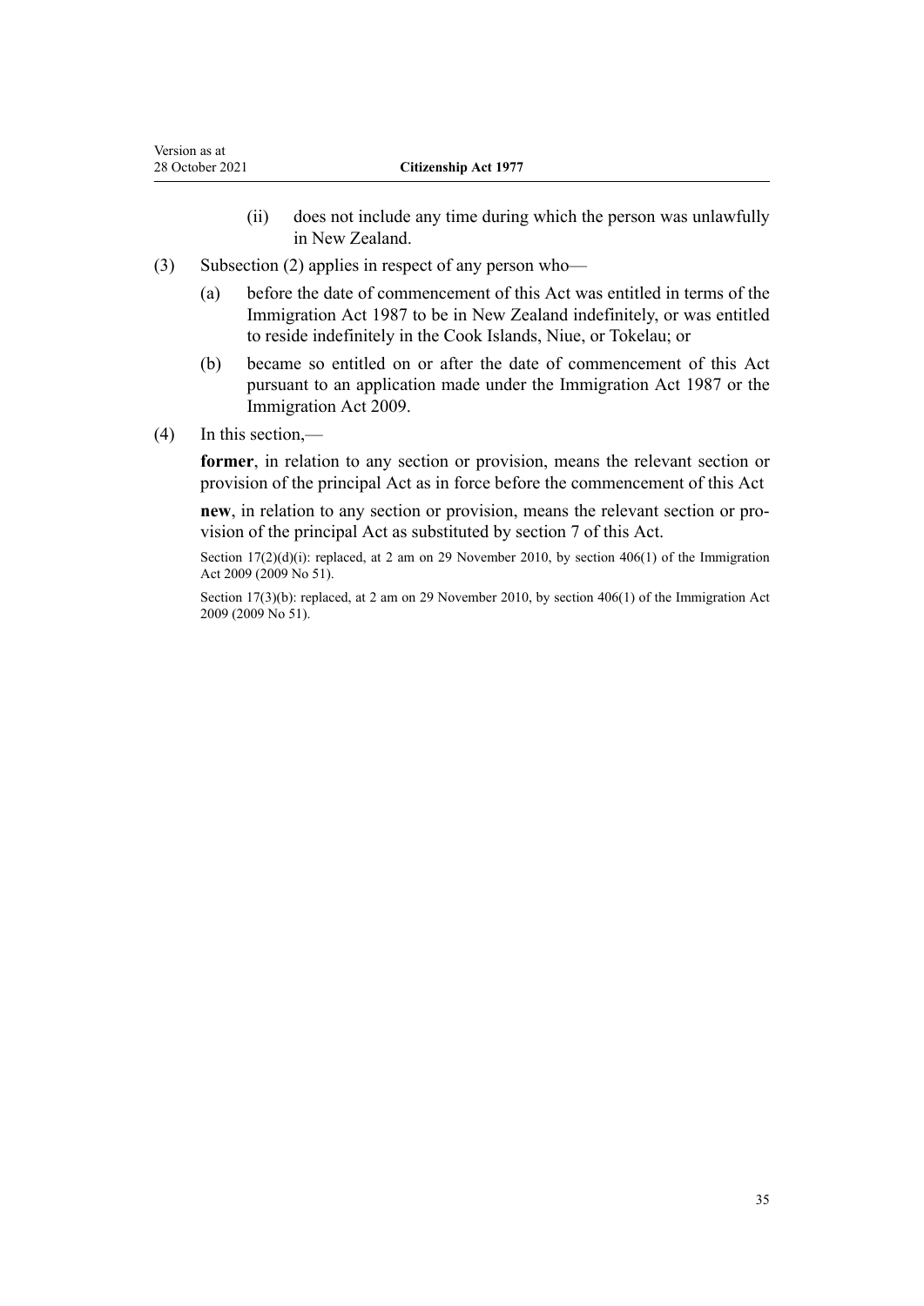(ii) does not include any time during which the person was unlawfully in New Zealand.

(3) Subsection (2) applies in respect of any person who—

(a) before the date of commencement of this Act was entitled in terms of the Immigration Act 1987 to be in New Zealand indefinitely, or was entitled to reside indefinitely in the Cook Islands, Niue, or Tokelau; or

(b) became so entitled on or after the date of commencement of this Act pursuant to an application made under the Immigration Act 1987 or the Immigration Act 2009.

(4) In this section,—

**former**, in relation to any section or provision, means the relevant section or provision of the principal Act as in force before the commencement of this Act

**new**, in relation to any section or provision, means the relevant section or provision of the principal Act as substituted by section 7 of this Act.

Section 17(2)(d)(i): replaced, at 2 am on 29 November 2010, by section 406(1) of the Immigration Act 2009 (2009 No 51).

Section 17(3)(b): replaced, at 2 am on 29 November 2010, by section 406(1) of the Immigration Act 2009 (2009 No 51).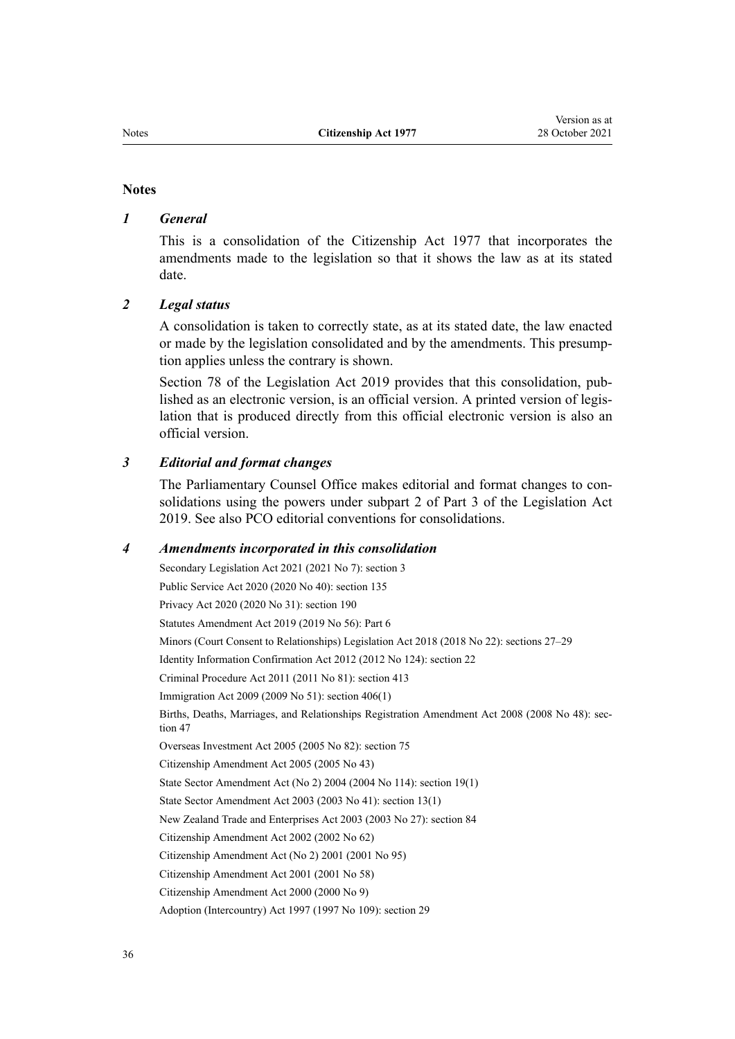## Notes

### *1 General*

This is a consolidation of the Citizenship Act 1977 that incorporates the amendments made to the legislation so that it shows the law as at its stated date.

### *2 Legal status*

A consolidation is taken to correctly state, as at its stated date, the law enacted or made by the legislation consolidated and by the amendments. This presumption applies unless the contrary is shown.

Section 78 of the Legislation Act 2019 provides that this consolidation, published as an electronic version, is an official version. A printed version of legislation that is produced directly from this official electronic version is also an official version.

### *3 Editorial and format changes*

The Parliamentary Counsel Office makes editorial and format changes to consolidations using the powers under subpart 2 of Part 3 of the Legislation Act 2019. See also PCO editorial conventions for consolidations.

### *4 Amendments incorporated in this consolidation*

Secondary Legislation Act 2021 (2021 No 7): section 3

Public Service Act 2020 (2020 No 40): section 135

Privacy Act 2020 (2020 No 31): section 190

Statutes Amendment Act 2019 (2019 No 56): Part 6

Minors (Court Consent to Relationships) Legislation Act 2018 (2018 No 22): sections 27–29

Identity Information Confirmation Act 2012 (2012 No 124): section 22

Criminal Procedure Act 2011 (2011 No 81): section 413

Immigration Act 2009 (2009 No 51): section 406(1)

Births, Deaths, Marriages, and Relationships Registration Amendment Act 2008 (2008 No 48): section 47

Overseas Investment Act 2005 (2005 No 82): section 75

Citizenship Amendment Act 2005 (2005 No 43)

State Sector Amendment Act (No 2) 2004 (2004 No 114): section 19(1)

State Sector Amendment Act 2003 (2003 No 41): section 13(1)

New Zealand Trade and Enterprises Act 2003 (2003 No 27): section 84

Citizenship Amendment Act 2002 (2002 No 62)

Citizenship Amendment Act (No 2) 2001 (2001 No 95)

Citizenship Amendment Act 2001 (2001 No 58)

Citizenship Amendment Act 2000 (2000 No 9)

Adoption (Intercountry) Act 1997 (1997 No 109): section 29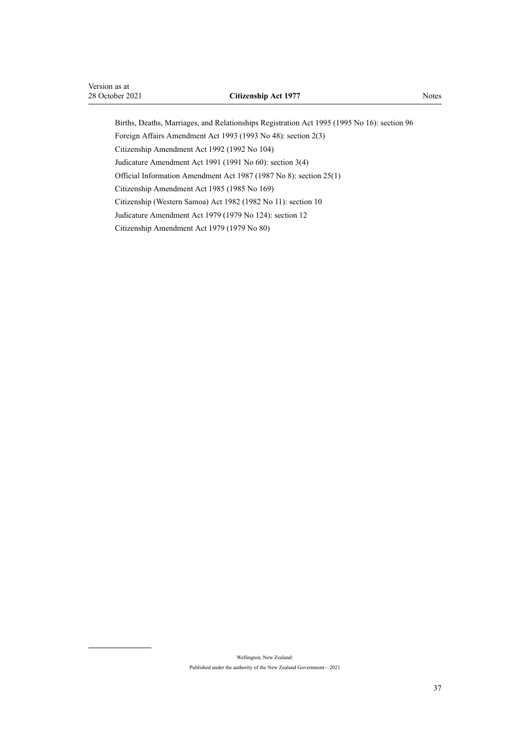Births, Deaths, Marriages, and Relationships Registration Act 1995 (1995 No 16): section 96

Foreign Affairs Amendment Act 1993 (1993 No 48): section 2(3)

Citizenship Amendment Act 1992 (1992 No 104)

Judicature Amendment Act 1991 (1991 No 60): section 3(4)

Official Information Amendment Act 1987 (1987 No 8): section 25(1)

Citizenship Amendment Act 1985 (1985 No 169)

Citizenship (Western Samoa) Act 1982 (1982 No 11): section 10

Judicature Amendment Act 1979 (1979 No 124): section 12

Citizenship Amendment Act 1979 (1979 No 80)

Wellington, New Zealand:

Published under the authority of the New Zealand Government—2021